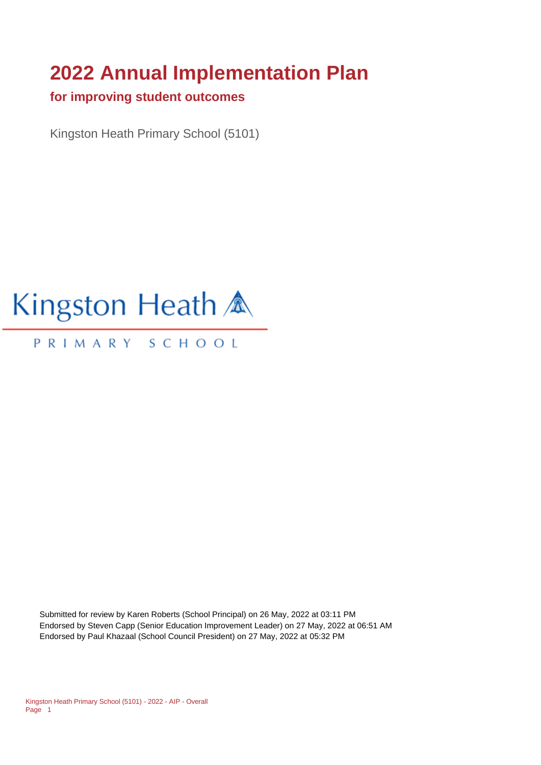# 2022 Annual Implementation Plan

## for improving student outcomes

Kingston Heath Primary School (5101)

Kingston Heath

PRIMARY SCHOOL

Submitted for review by Karen Roberts (School Principal) on 26 May, 2022 at 03:11 PM
Endorsed by Steven Capp (Senior Education Improvement Leader) on 27 May, 2022 at 06:51 AM
Endorsed by Paul Khazaal (School Council President) on 27 May, 2022 at 05:32 PM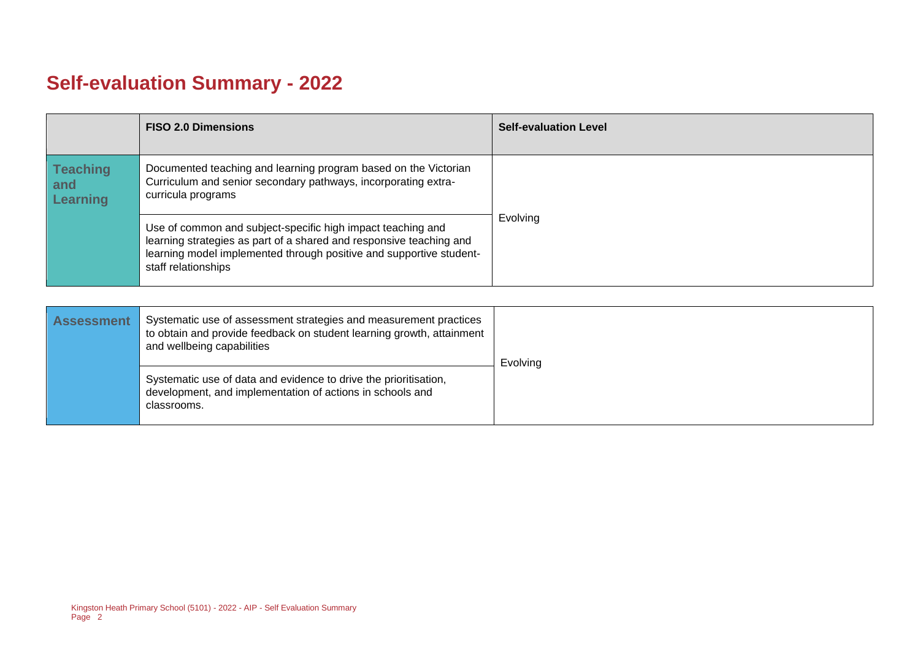# Self-evaluation Summary - 2022

| | FISO 2.0 Dimensions | Self-evaluation Level |
|---|---|---|
| Teaching and Learning | Documented teaching and learning program based on the Victorian Curriculum and senior secondary pathways, incorporating extra-curricula programs | Evolving |
| | Use of common and subject-specific high impact teaching and learning strategies as part of a shared and responsive teaching and learning model implemented through positive and supportive student-staff relationships | |

| | | |
|---|---|---|
| Assessment | Systematic use of assessment strategies and measurement practices to obtain and provide feedback on student learning growth, attainment and wellbeing capabilities | Evolving |
| | Systematic use of data and evidence to drive the prioritisation, development, and implementation of actions in schools and classrooms. | |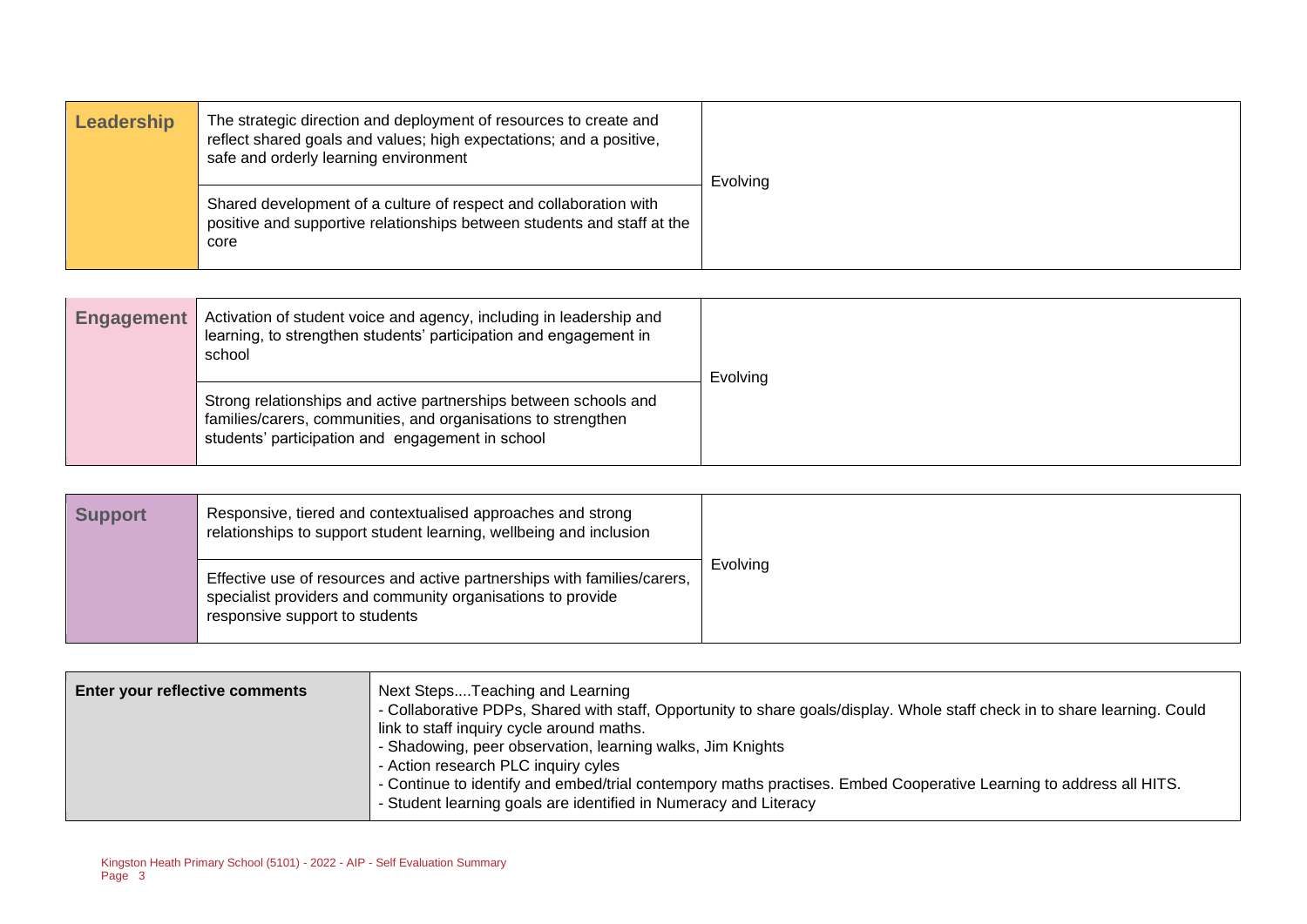| Leadership | | |
|---|---|---|
| Leadership | The strategic direction and deployment of resources to create and reflect shared goals and values; high expectations; and a positive, safe and orderly learning environment | Evolving |
| | Shared development of a culture of respect and collaboration with positive and supportive relationships between students and staff at the core | |

| Engagement | | |
|---|---|---|
| Engagement | Activation of student voice and agency, including in leadership and learning, to strengthen students' participation and engagement in school | Evolving |
| | Strong relationships and active partnerships between schools and families/carers, communities, and organisations to strengthen students' participation and engagement in school | |

| Support | | |
|---|---|---|
| Support | Responsive, tiered and contextualised approaches and strong relationships to support student learning, wellbeing and inclusion | Evolving |
| | Effective use of resources and active partnerships with families/carers, specialist providers and community organisations to provide responsive support to students | |

| Enter your reflective comments | |
|---|---|
| Enter your reflective comments | Next Steps....Teaching and Learning<br>- Collaborative PDPs, Shared with staff, Opportunity to share goals/display. Whole staff check in to share learning. Could link to staff inquiry cycle around maths.<br>- Shadowing, peer observation, learning walks, Jim Knights<br>- Action research PLC inquiry cycles<br>- Continue to identify and embed/trial contempory maths practises. Embed Cooperative Learning to address all HITS.<br>- Student learning goals are identified in Numeracy and Literacy |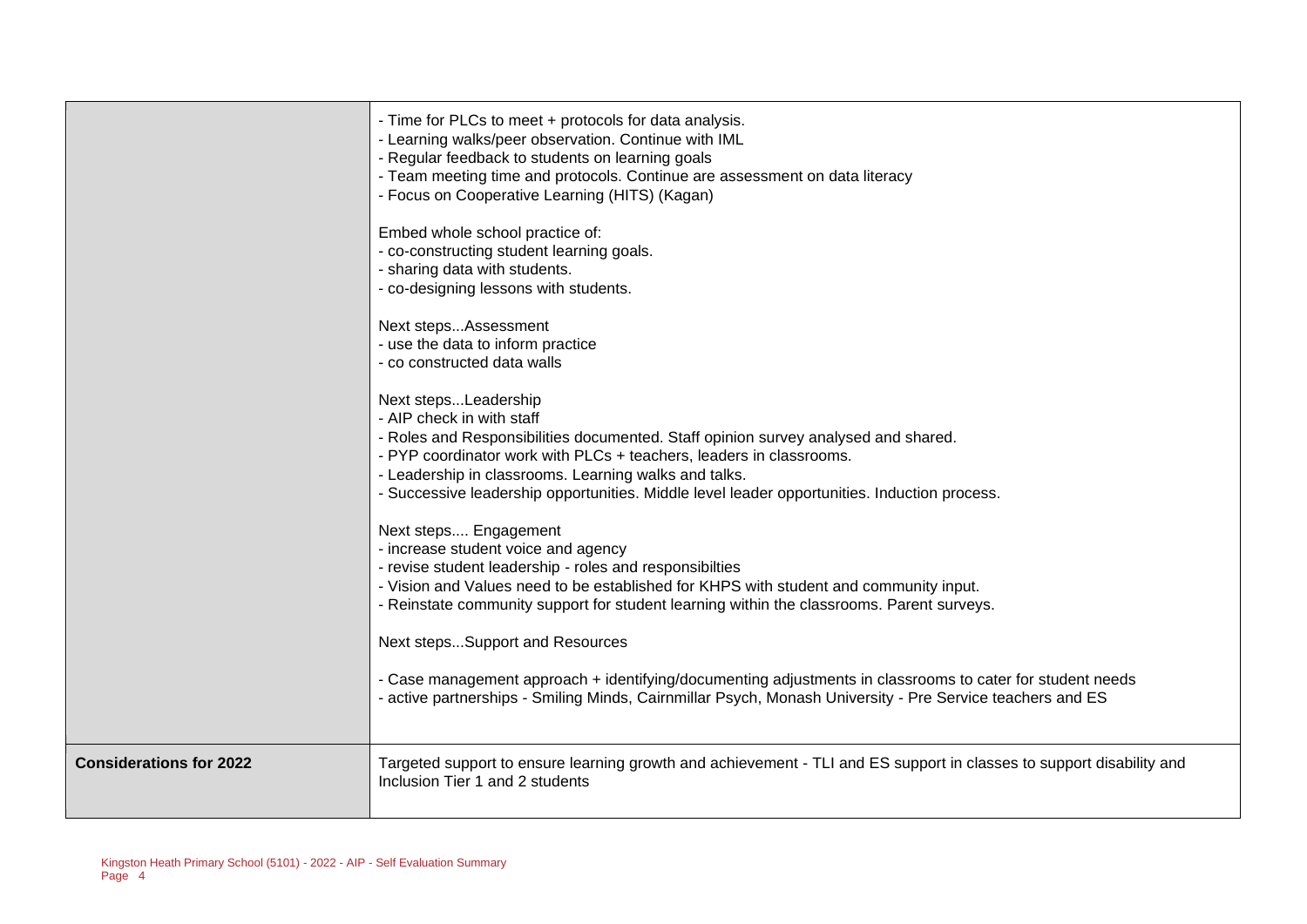| | |
|---|---|
| | - Time for PLCs to meet + protocols for data analysis.<br>- Learning walks/peer observation. Continue with IML<br>- Regular feedback to students on learning goals<br>- Team meeting time and protocols. Continue are assessment on data literacy<br>- Focus on Cooperative Learning (HITS) (Kagan)<br><br>Embed whole school practice of:<br>- co-constructing student learning goals.<br>- sharing data with students.<br>- co-designing lessons with students.<br><br>Next steps...Assessment<br>- use the data to inform practice<br>- co constructed data walls<br><br>Next steps...Leadership<br>- AIP check in with staff<br>- Roles and Responsibilities documented. Staff opinion survey analysed and shared.<br>- PYP coordinator work with PLCs + teachers, leaders in classrooms.<br>- Leadership in classrooms. Learning walks and talks.<br>- Successive leadership opportunities. Middle level leader opportunities. Induction process.<br><br>Next steps.... Engagement<br>- increase student voice and agency<br>- revise student leadership - roles and responsibilties<br>- Vision and Values need to be established for KHPS with student and community input.<br>- Reinstate community support for student learning within the classrooms. Parent surveys.<br><br>Next steps...Support and Resources<br><br>- Case management approach + identifying/documenting adjustments in classrooms to cater for student needs<br>- active partnerships - Smiling Minds, Cairnmillar Psych, Monash University - Pre Service teachers and ES |
| **Considerations for 2022** | Targeted support to ensure learning growth and achievement - TLI and ES support in classes to support disability and Inclusion Tier 1 and 2 students |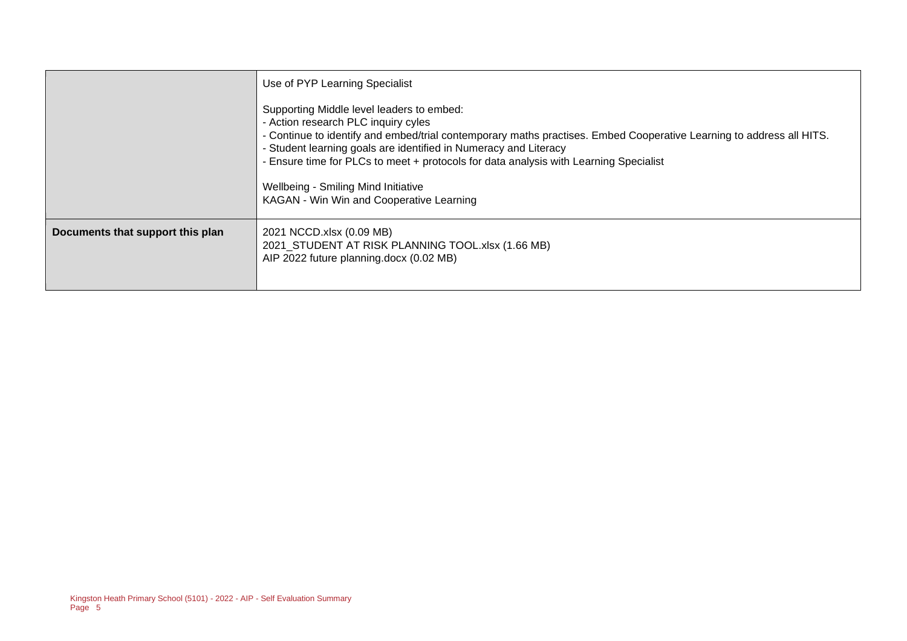| | |
|---|---|
| | Use of PYP Learning Specialist<br><br>Supporting Middle level leaders to embed:<br>- Action research PLC inquiry cyles<br>- Continue to identify and embed/trial contemporary maths practises. Embed Cooperative Learning to address all HITS.<br>- Student learning goals are identified in Numeracy and Literacy<br>- Ensure time for PLCs to meet + protocols for data analysis with Learning Specialist<br><br>Wellbeing - Smiling Mind Initiative<br>KAGAN - Win Win and Cooperative Learning |
| **Documents that support this plan** | 2021 NCCD.xlsx (0.09 MB)<br>2021_STUDENT AT RISK PLANNING TOOL.xlsx (1.66 MB)<br>AIP 2022 future planning.docx (0.02 MB) |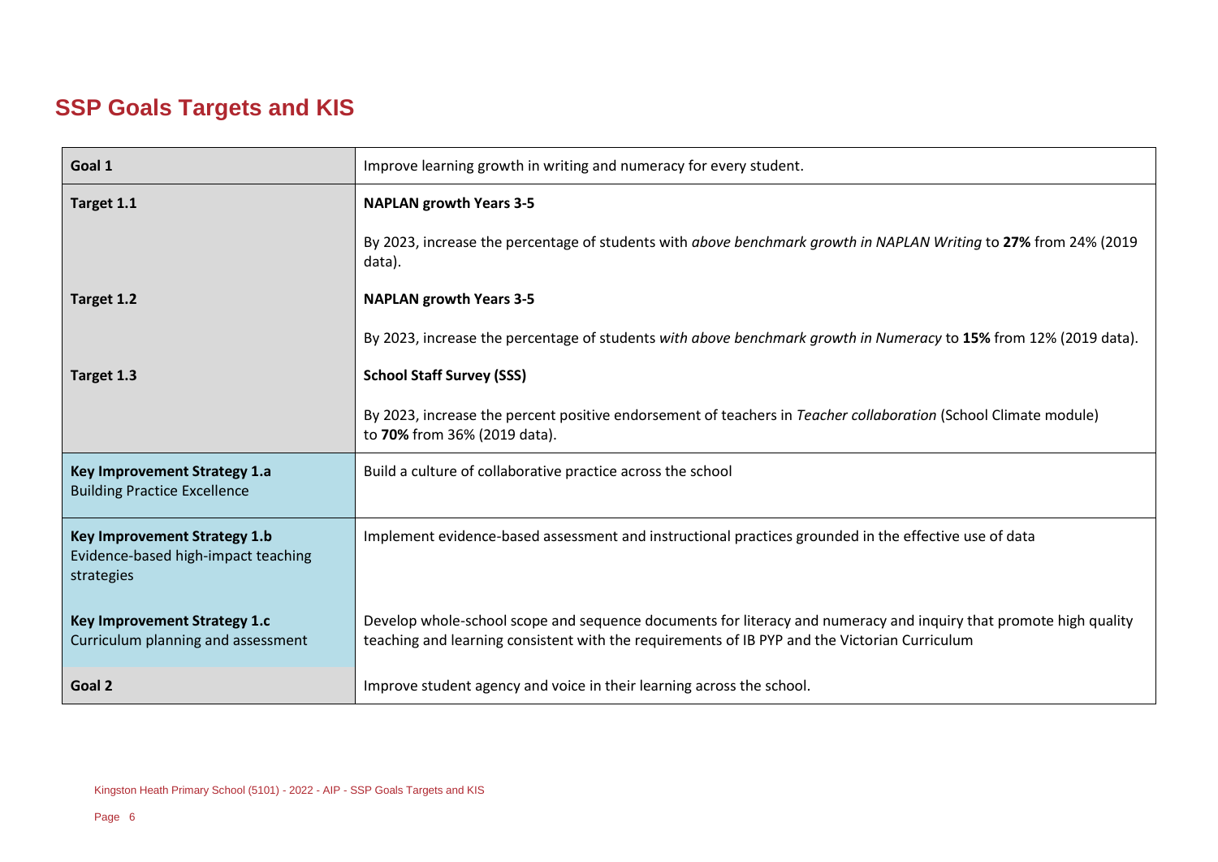## SSP Goals Targets and KIS

| | |
|---|---|
| **Goal 1** | Improve learning growth in writing and numeracy for every student. |
| **Target 1.1** | **NAPLAN growth Years 3-5**<br><br>By 2023, increase the percentage of students with *above benchmark growth in NAPLAN Writing* to **27%** from 24% (2019 data). |
| **Target 1.2** | **NAPLAN growth Years 3-5**<br><br>By 2023, increase the percentage of students *with above benchmark growth in Numeracy* to **15%** from 12% (2019 data). |
| **Target 1.3** | **School Staff Survey (SSS)**<br><br>By 2023, increase the percent positive endorsement of teachers in *Teacher collaboration* (School Climate module) to **70%** from 36% (2019 data). |
| **Key Improvement Strategy 1.a**<br>Building Practice Excellence | Build a culture of collaborative practice across the school |
| **Key Improvement Strategy 1.b**<br>Evidence-based high-impact teaching strategies | Implement evidence-based assessment and instructional practices grounded in the effective use of data |
| **Key Improvement Strategy 1.c**<br>Curriculum planning and assessment | Develop whole-school scope and sequence documents for literacy and numeracy and inquiry that promote high quality teaching and learning consistent with the requirements of IB PYP and the Victorian Curriculum |
| **Goal 2** | Improve student agency and voice in their learning across the school. |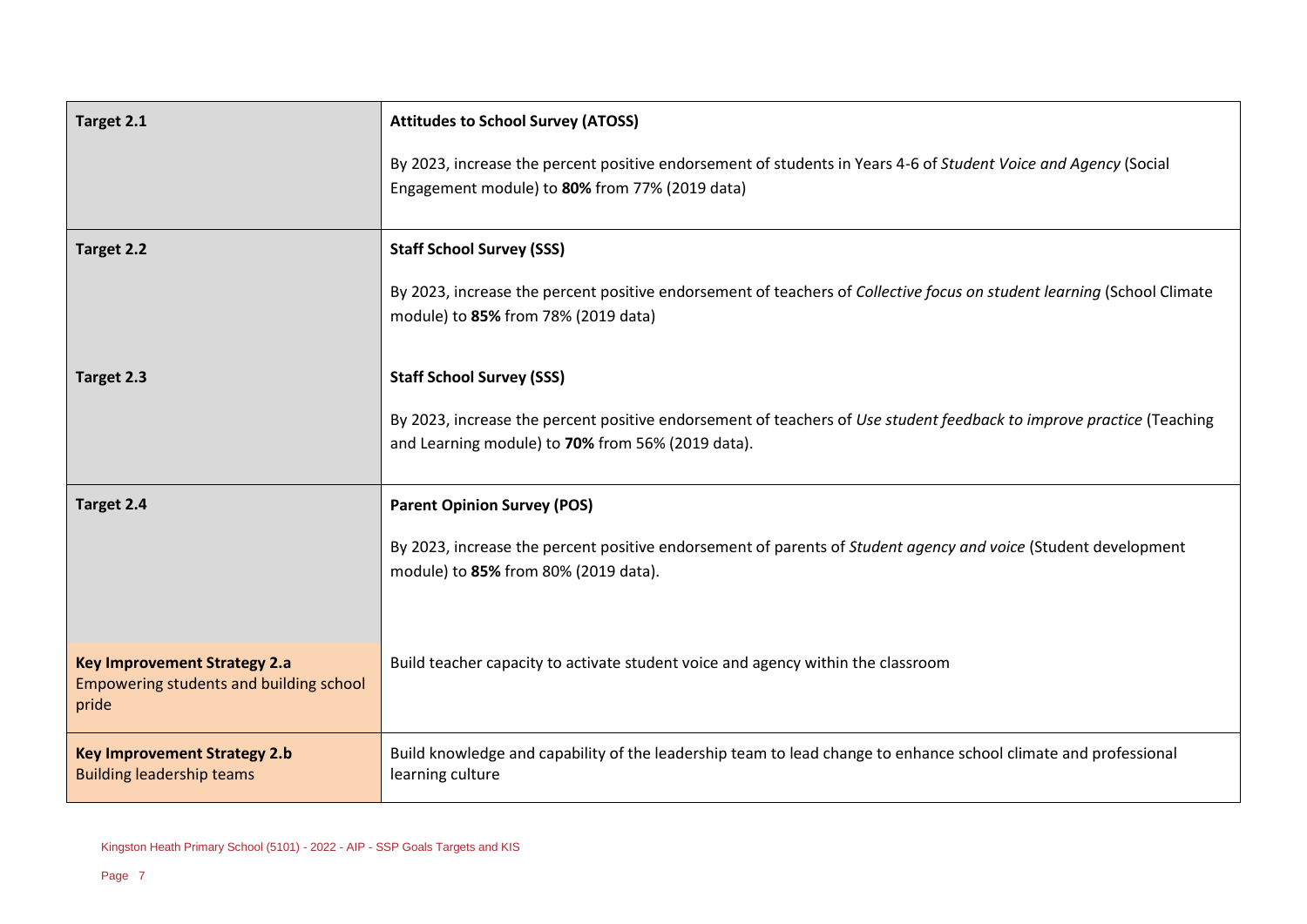| | |
|---|---|
| **Target 2.1** | **Attitudes to School Survey (ATOSS)**<br><br>By 2023, increase the percent positive endorsement of students in Years 4-6 of *Student Voice and Agency* (Social Engagement module) to **80%** from 77% (2019 data) |
| **Target 2.2** | **Staff School Survey (SSS)**<br><br>By 2023, increase the percent positive endorsement of teachers of *Collective focus on student learning* (School Climate module) to **85%** from 78% (2019 data) |
| **Target 2.3** | **Staff School Survey (SSS)**<br><br>By 2023, increase the percent positive endorsement of teachers of *Use student feedback to improve practice* (Teaching and Learning module) to **70%** from 56% (2019 data). |
| **Target 2.4** | **Parent Opinion Survey (POS)**<br><br>By 2023, increase the percent positive endorsement of parents of *Student agency and voice* (Student development module) to **85%** from 80% (2019 data). |
| **Key Improvement Strategy 2.a**<br>Empowering students and building school pride | Build teacher capacity to activate student voice and agency within the classroom |
| **Key Improvement Strategy 2.b**<br>Building leadership teams | Build knowledge and capability of the leadership team to lead change to enhance school climate and professional learning culture |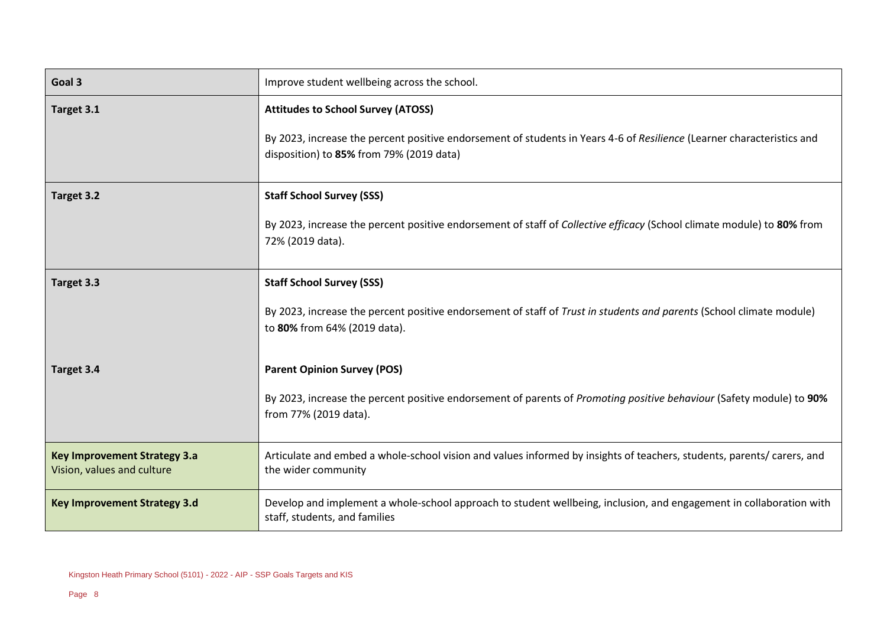| Goal 3 | Improve student wellbeing across the school. |
|---|---|
| **Target 3.1** | **Attitudes to School Survey (ATOSS)**<br><br>By 2023, increase the percent positive endorsement of students in Years 4-6 of *Resilience* (Learner characteristics and disposition) to **85%** from 79% (2019 data) |
| **Target 3.2** | **Staff School Survey (SSS)**<br><br>By 2023, increase the percent positive endorsement of staff of *Collective efficacy* (School climate module) to **80%** from 72% (2019 data). |
| **Target 3.3**<br><br>**Target 3.4** | **Staff School Survey (SSS)**<br><br>By 2023, increase the percent positive endorsement of staff of *Trust in students and parents* (School climate module) to **80%** from 64% (2019 data).<br><br>**Parent Opinion Survey (POS)**<br><br>By 2023, increase the percent positive endorsement of parents of *Promoting positive behaviour* (Safety module) to **90%** from 77% (2019 data). |
| **Key Improvement Strategy 3.a**<br>Vision, values and culture | Articulate and embed a whole-school vision and values informed by insights of teachers, students, parents/ carers, and the wider community |
| **Key Improvement Strategy 3.d** | Develop and implement a whole-school approach to student wellbeing, inclusion, and engagement in collaboration with staff, students, and families |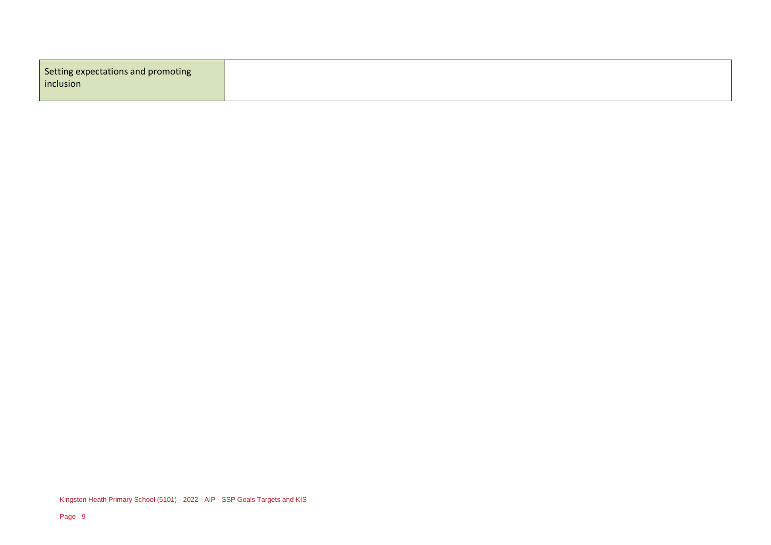| | |
|---|---|
| Setting expectations and promoting inclusion | |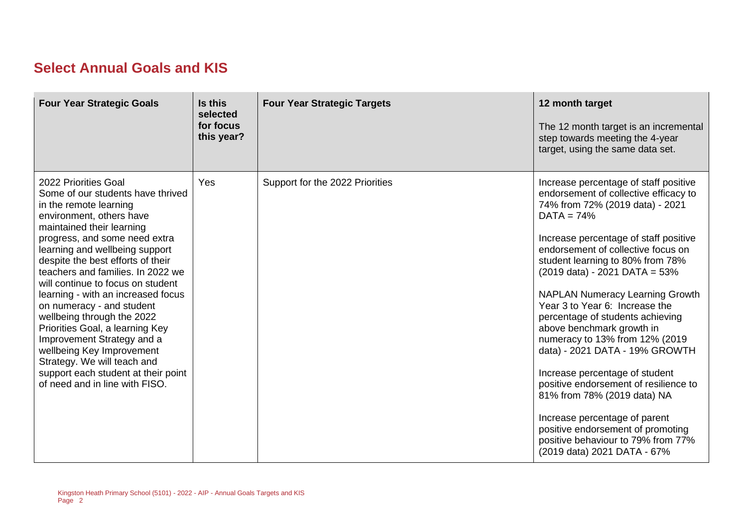## Select Annual Goals and KIS

| Four Year Strategic Goals | Is this selected for focus this year? | Four Year Strategic Targets | 12 month target<br><br>The 12 month target is an incremental step towards meeting the 4-year target, using the same data set. |
|---|---|---|---|
| 2022 Priorities Goal<br>Some of our students have thrived in the remote learning environment, others have maintained their learning progress, and some need extra learning and wellbeing support despite the best efforts of their teachers and families. In 2022 we will continue to focus on student learning - with an increased focus on numeracy - and student wellbeing through the 2022 Priorities Goal, a learning Key Improvement Strategy and a wellbeing Key Improvement Strategy. We will teach and support each student at their point of need and in line with FISO. | Yes | Support for the 2022 Priorities | Increase percentage of staff positive endorsement of collective efficacy to 74% from 72% (2019 data) - 2021 DATA = 74%<br><br>Increase percentage of staff positive endorsement of collective focus on student learning to 80% from 78% (2019 data) - 2021 DATA = 53%<br><br>NAPLAN Numeracy Learning Growth Year 3 to Year 6: Increase the percentage of students achieving above benchmark growth in numeracy to 13% from 12% (2019 data) - 2021 DATA - 19% GROWTH<br><br>Increase percentage of student positive endorsement of resilience to 81% from 78% (2019 data) NA<br><br>Increase percentage of parent positive endorsement of promoting positive behaviour to 79% from 77% (2019 data) 2021 DATA - 67% |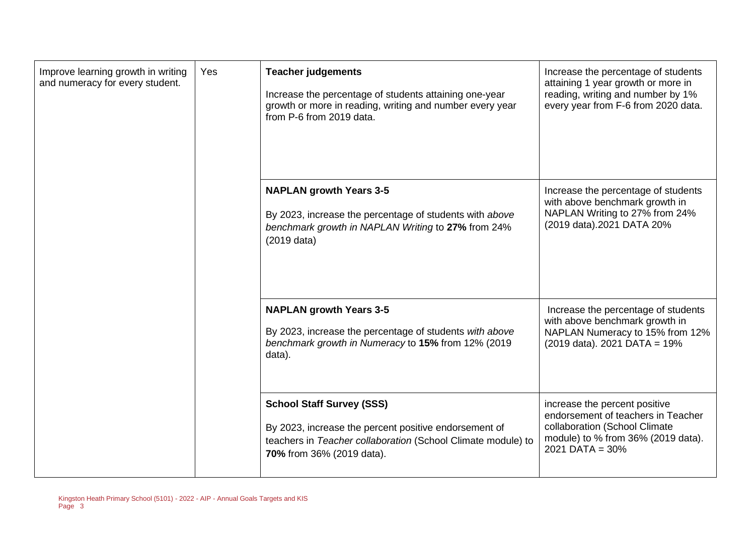| | | | |
|---|---|---|---|
| Improve learning growth in writing and numeracy for every student. | Yes | **Teacher judgements**<br><br>Increase the percentage of students attaining one-year growth or more in reading, writing and number every year from P-6 from 2019 data. | Increase the percentage of students attaining 1 year growth or more in reading, writing and number by 1% every year from F-6 from 2020 data. |
| | | **NAPLAN growth Years 3-5**<br><br>By 2023, increase the percentage of students with *above benchmark growth in NAPLAN Writing* to **27%** from 24% (2019 data) | Increase the percentage of students with above benchmark growth in NAPLAN Writing to 27% from 24% (2019 data).2021 DATA 20% |
| | | **NAPLAN growth Years 3-5**<br><br>By 2023, increase the percentage of students *with above benchmark growth in Numeracy* to **15%** from 12% (2019 data). | Increase the percentage of students with above benchmark growth in NAPLAN Numeracy to 15% from 12% (2019 data). 2021 DATA = 19% |
| | | **School Staff Survey (SSS)**<br><br>By 2023, increase the percent positive endorsement of teachers in *Teacher collaboration* (School Climate module) to **70%** from 36% (2019 data). | increase the percent positive endorsement of teachers in Teacher collaboration (School Climate module) to % from 36% (2019 data). 2021 DATA = 30% |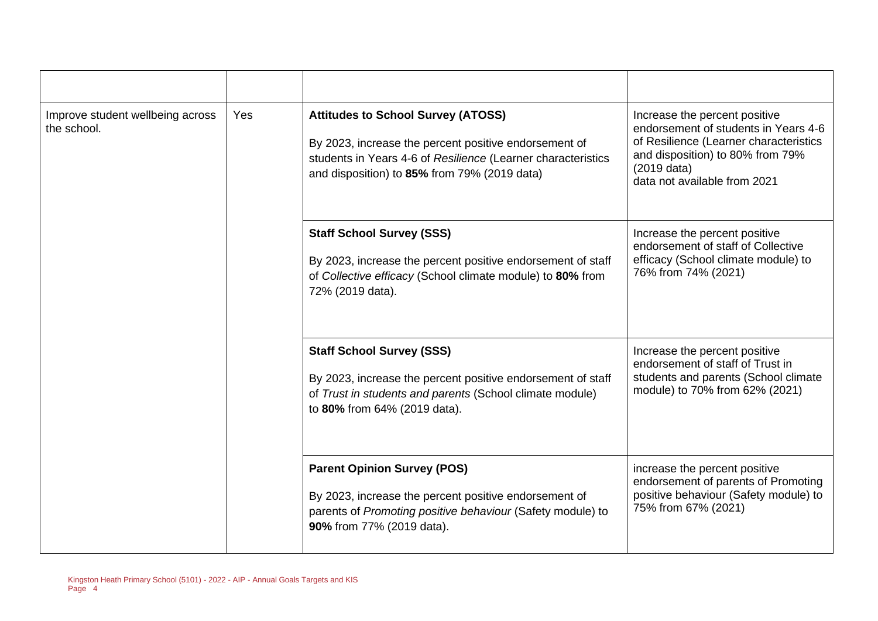| | | | |
|---|---|---|---|
| Improve student wellbeing across the school. | Yes | **Attitudes to School Survey (ATOSS)**<br><br>By 2023, increase the percent positive endorsement of students in Years 4-6 of *Resilience* (Learner characteristics and disposition) to **85%** from 79% (2019 data) | Increase the percent positive endorsement of students in Years 4-6 of Resilience (Learner characteristics and disposition) to 80% from 79% (2019 data)<br>data not available from 2021 |
| | | **Staff School Survey (SSS)**<br><br>By 2023, increase the percent positive endorsement of staff of *Collective efficacy* (School climate module) to **80%** from 72% (2019 data). | Increase the percent positive endorsement of staff of Collective efficacy (School climate module) to 76% from 74% (2021) |
| | | **Staff School Survey (SSS)**<br><br>By 2023, increase the percent positive endorsement of staff of *Trust in students and parents* (School climate module) to **80%** from 64% (2019 data). | Increase the percent positive endorsement of staff of Trust in students and parents (School climate module) to 70% from 62% (2021) |
| | | **Parent Opinion Survey (POS)**<br><br>By 2023, increase the percent positive endorsement of parents of *Promoting positive behaviour* (Safety module) to **90%** from 77% (2019 data). | increase the percent positive endorsement of parents of Promoting positive behaviour (Safety module) to 75% from 67% (2021) |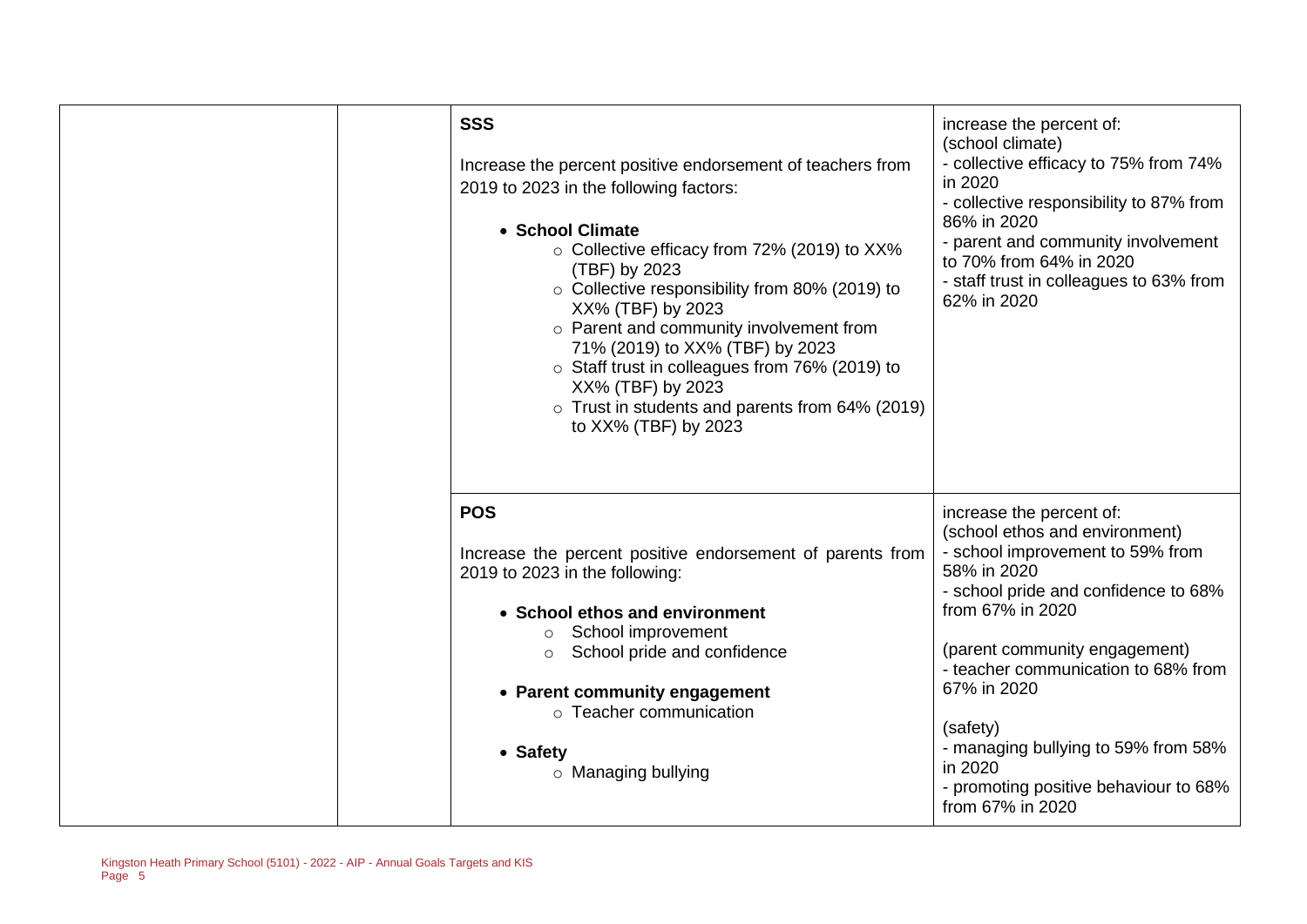| | | | |
|---|---|---|---|
| | | **SSS**<br><br>Increase the percent positive endorsement of teachers from 2019 to 2023 in the following factors:<br><br>• **School Climate**<br>  ○ Collective efficacy from 72% (2019) to XX% (TBF) by 2023<br>  ○ Collective responsibility from 80% (2019) to XX% (TBF) by 2023<br>  ○ Parent and community involvement from 71% (2019) to XX% (TBF) by 2023<br>  ○ Staff trust in colleagues from 76% (2019) to XX% (TBF) by 2023<br>  ○ Trust in students and parents from 64% (2019) to XX% (TBF) by 2023 | increase the percent of:<br>(school climate)<br>- collective efficacy to 75% from 74% in 2020<br>- collective responsibility to 87% from 86% in 2020<br>- parent and community involvement to 70% from 64% in 2020<br>- staff trust in colleagues to 63% from 62% in 2020 |
| | | **POS**<br><br>Increase the percent positive endorsement of parents from 2019 to 2023 in the following:<br><br>• **School ethos and environment**<br>  ○ School improvement<br>  ○ School pride and confidence<br><br>• **Parent community engagement**<br>  ○ Teacher communication<br><br>• **Safety**<br>  ○ Managing bullying | increase the percent of:<br>(school ethos and environment)<br>- school improvement to 59% from 58% in 2020<br>- school pride and confidence to 68% from 67% in 2020<br><br>(parent community engagement)<br>- teacher communication to 68% from 67% in 2020<br><br>(safety)<br>- managing bullying to 59% from 58% in 2020<br>- promoting positive behaviour to 68% from 67% in 2020 |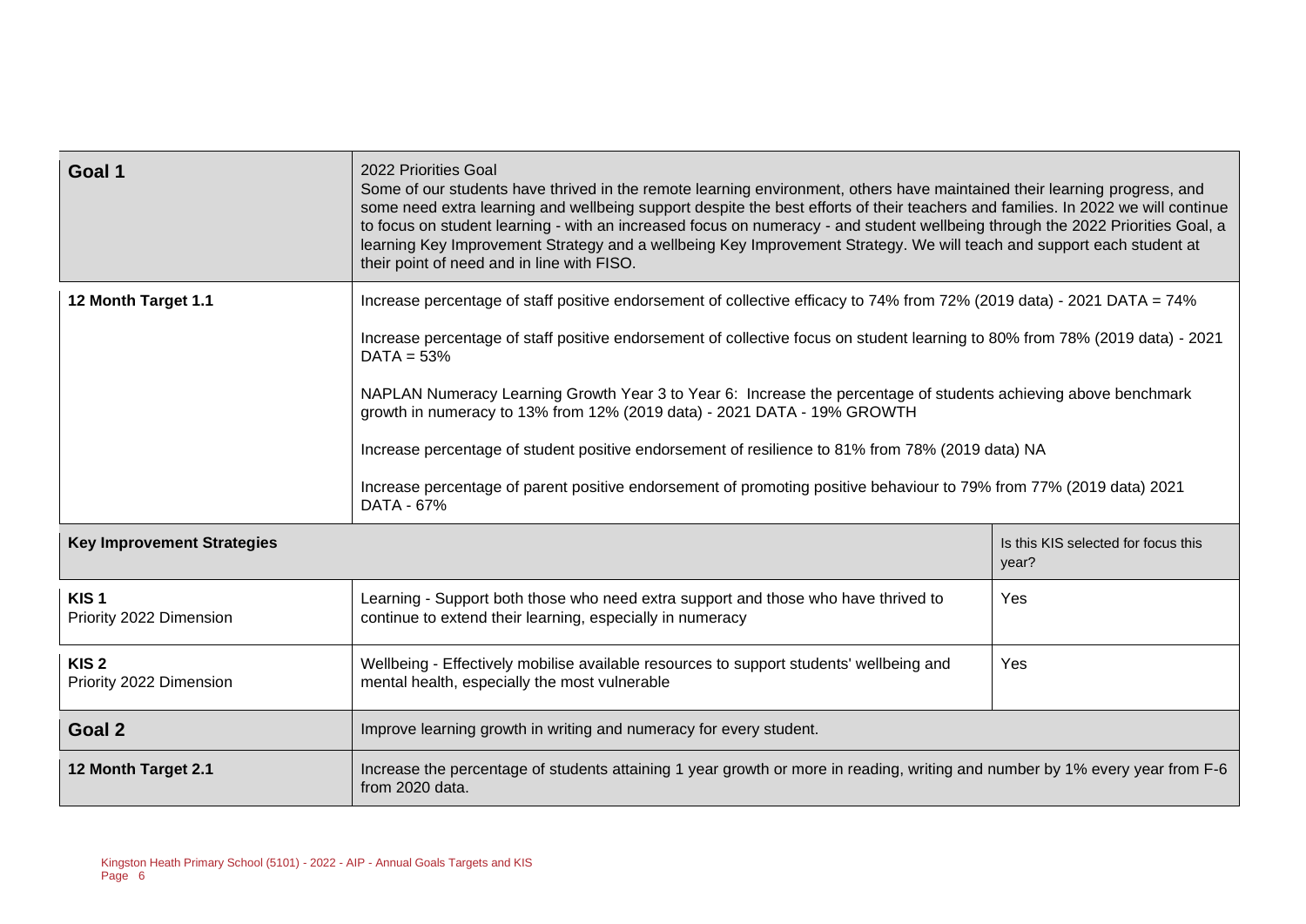| Goal 1 | 2022 Priorities Goal<br>Some of our students have thrived in the remote learning environment, others have maintained their learning progress, and some need extra learning and wellbeing support despite the best efforts of their teachers and families. In 2022 we will continue to focus on student learning - with an increased focus on numeracy - and student wellbeing through the 2022 Priorities Goal, a learning Key Improvement Strategy and a wellbeing Key Improvement Strategy. We will teach and support each student at their point of need and in line with FISO. | |
|---|---|---|
| 12 Month Target 1.1 | Increase percentage of staff positive endorsement of collective efficacy to 74% from 72% (2019 data) - 2021 DATA = 74%<br><br>Increase percentage of staff positive endorsement of collective focus on student learning to 80% from 78% (2019 data) - 2021 DATA = 53%<br><br>NAPLAN Numeracy Learning Growth Year 3 to Year 6: Increase the percentage of students achieving above benchmark growth in numeracy to 13% from 12% (2019 data) - 2021 DATA - 19% GROWTH<br><br>Increase percentage of student positive endorsement of resilience to 81% from 78% (2019 data) NA<br><br>Increase percentage of parent positive endorsement of promoting positive behaviour to 79% from 77% (2019 data) 2021 DATA - 67% | |
| **Key Improvement Strategies** | | Is this KIS selected for focus this year? |
| **KIS 1**<br>Priority 2022 Dimension | Learning - Support both those who need extra support and those who have thrived to continue to extend their learning, especially in numeracy | Yes |
| **KIS 2**<br>Priority 2022 Dimension | Wellbeing - Effectively mobilise available resources to support students' wellbeing and mental health, especially the most vulnerable | Yes |
| **Goal 2** | Improve learning growth in writing and numeracy for every student. | |
| **12 Month Target 2.1** | Increase the percentage of students attaining 1 year growth or more in reading, writing and number by 1% every year from F-6 from 2020 data. | |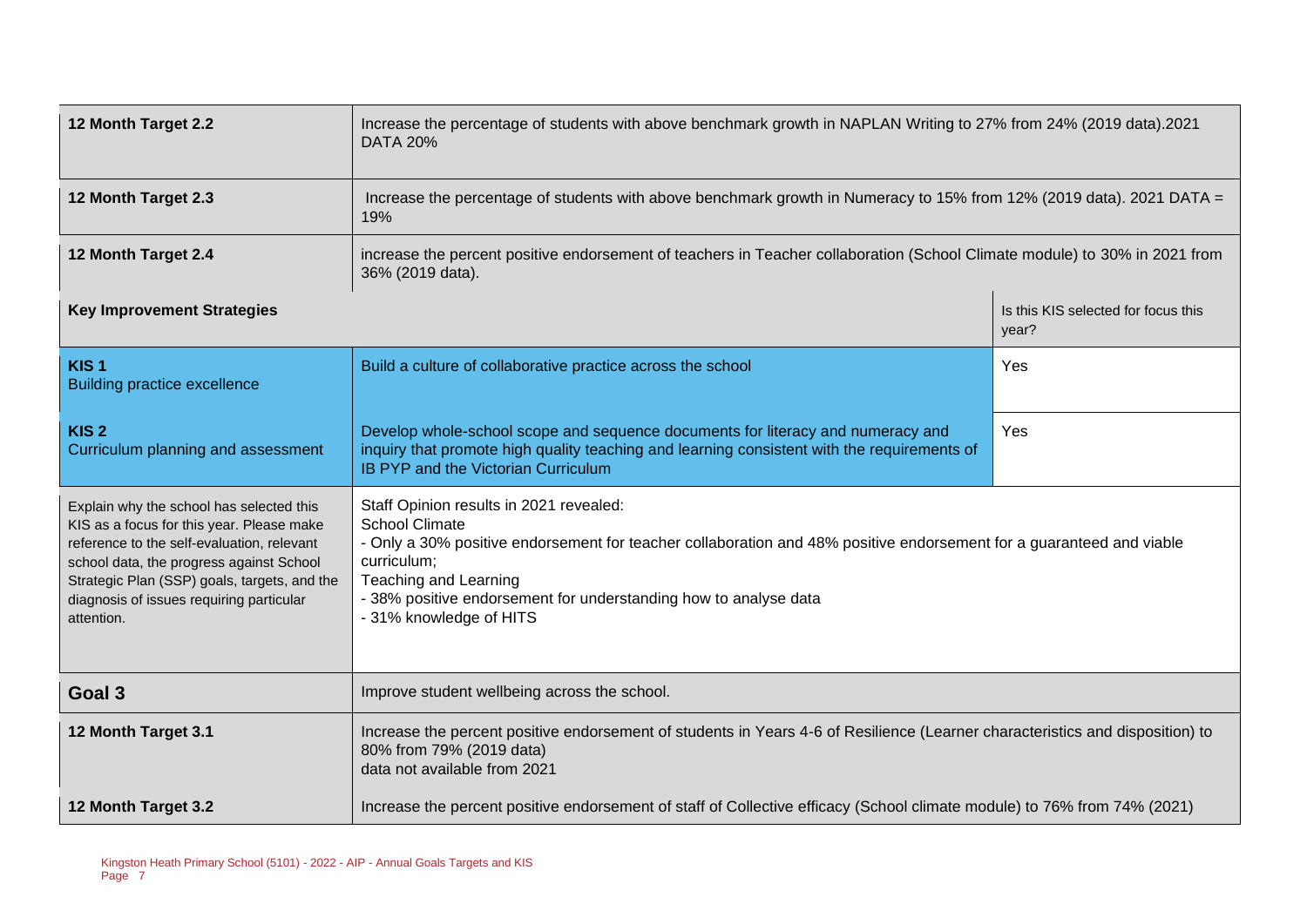| | | |
|---|---|---|
| **12 Month Target 2.2** | Increase the percentage of students with above benchmark growth in NAPLAN Writing to 27% from 24% (2019 data).2021 DATA 20% | |
| **12 Month Target 2.3** | Increase the percentage of students with above benchmark growth in Numeracy to 15% from 12% (2019 data). 2021 DATA = 19% | |
| **12 Month Target 2.4** | increase the percent positive endorsement of teachers in Teacher collaboration (School Climate module) to 30% in 2021 from 36% (2019 data). | |
| **Key Improvement Strategies** | | Is this KIS selected for focus this year? |
| **KIS 1**<br>Building practice excellence | Build a culture of collaborative practice across the school | Yes |
| **KIS 2**<br>Curriculum planning and assessment | Develop whole-school scope and sequence documents for literacy and numeracy and inquiry that promote high quality teaching and learning consistent with the requirements of IB PYP and the Victorian Curriculum | Yes |
| Explain why the school has selected this KIS as a focus for this year. Please make reference to the self-evaluation, relevant school data, the progress against School Strategic Plan (SSP) goals, targets, and the diagnosis of issues requiring particular attention. | Staff Opinion results in 2021 revealed:<br>School Climate<br>- Only a 30% positive endorsement for teacher collaboration and 48% positive endorsement for a guaranteed and viable curriculum;<br>Teaching and Learning<br>- 38% positive endorsement for understanding how to analyse data<br>- 31% knowledge of HITS | |
| **Goal 3** | Improve student wellbeing across the school. | |
| **12 Month Target 3.1** | Increase the percent positive endorsement of students in Years 4-6 of Resilience (Learner characteristics and disposition) to 80% from 79% (2019 data)<br>data not available from 2021 | |
| **12 Month Target 3.2** | Increase the percent positive endorsement of staff of Collective efficacy (School climate module) to 76% from 74% (2021) | |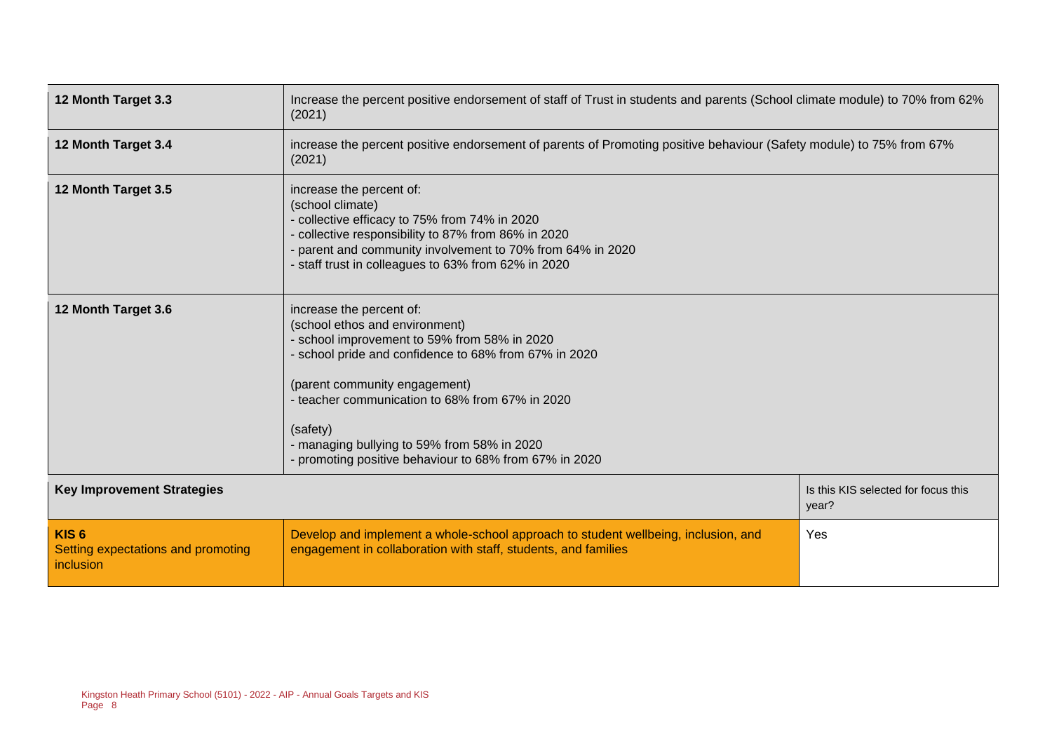| 12 Month Target 3.3 | Increase the percent positive endorsement of staff of Trust in students and parents (School climate module) to 70% from 62% (2021) | |
|---|---|---|
| 12 Month Target 3.4 | increase the percent positive endorsement of parents of Promoting positive behaviour (Safety module) to 75% from 67% (2021) | |
| 12 Month Target 3.5 | increase the percent of:<br>(school climate)<br>- collective efficacy to 75% from 74% in 2020<br>- collective responsibility to 87% from 86% in 2020<br>- parent and community involvement to 70% from 64% in 2020<br>- staff trust in colleagues to 63% from 62% in 2020 | |
| 12 Month Target 3.6 | increase the percent of:<br>(school ethos and environment)<br>- school improvement to 59% from 58% in 2020<br>- school pride and confidence to 68% from 67% in 2020<br><br>(parent community engagement)<br>- teacher communication to 68% from 67% in 2020<br><br>(safety)<br>- managing bullying to 59% from 58% in 2020<br>- promoting positive behaviour to 68% from 67% in 2020 | |
| **Key Improvement Strategies** | | Is this KIS selected for focus this year? |
| **KIS 6**<br>Setting expectations and promoting inclusion | Develop and implement a whole-school approach to student wellbeing, inclusion, and engagement in collaboration with staff, students, and families | Yes |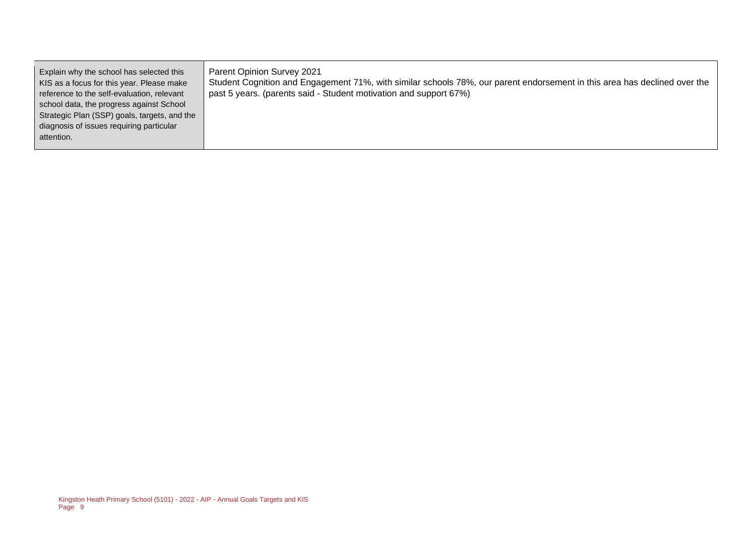| Explain why the school has selected this KIS as a focus for this year. Please make reference to the self-evaluation, relevant school data, the progress against School Strategic Plan (SSP) goals, targets, and the diagnosis of issues requiring particular attention. | Parent Opinion Survey 2021<br>Student Cognition and Engagement 71%, with similar schools 78%, our parent endorsement in this area has declined over the past 5 years. (parents said - Student motivation and support 67%) |
|---|---|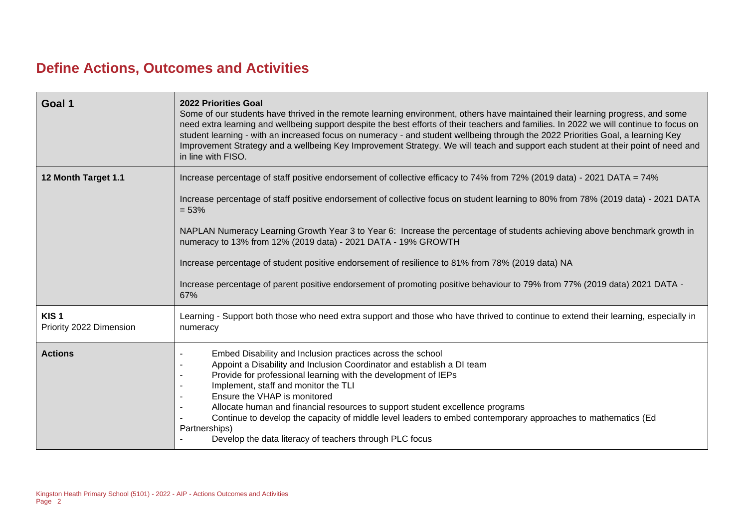# Define Actions, Outcomes and Activities

| Goal 1 | 2022 Priorities Goal<br>Some of our students have thrived in the remote learning environment, others have maintained their learning progress, and some need extra learning and wellbeing support despite the best efforts of their teachers and families. In 2022 we will continue to focus on student learning - with an increased focus on numeracy - and student wellbeing through the 2022 Priorities Goal, a learning Key Improvement Strategy and a wellbeing Key Improvement Strategy. We will teach and support each student at their point of need and in line with FISO. |
|---|---|
| **12 Month Target 1.1** | Increase percentage of staff positive endorsement of collective efficacy to 74% from 72% (2019 data) - 2021 DATA = 74%<br><br>Increase percentage of staff positive endorsement of collective focus on student learning to 80% from 78% (2019 data) - 2021 DATA = 53%<br><br>NAPLAN Numeracy Learning Growth Year 3 to Year 6: Increase the percentage of students achieving above benchmark growth in numeracy to 13% from 12% (2019 data) - 2021 DATA - 19% GROWTH<br><br>Increase percentage of student positive endorsement of resilience to 81% from 78% (2019 data) NA<br><br>Increase percentage of parent positive endorsement of promoting positive behaviour to 79% from 77% (2019 data) 2021 DATA - 67% |
| **KIS 1**<br>Priority 2022 Dimension | Learning - Support both those who need extra support and those who have thrived to continue to extend their learning, especially in numeracy |
| **Actions** | - Embed Disability and Inclusion practices across the school<br>- Appoint a Disability and Inclusion Coordinator and establish a DI team<br>- Provide for professional learning with the development of IEPs<br>- Implement, staff and monitor the TLI<br>- Ensure the VHAP is monitored<br>- Allocate human and financial resources to support student excellence programs<br>- Continue to develop the capacity of middle level leaders to embed contemporary approaches to mathematics (Ed Partnerships)<br>- Develop the data literacy of teachers through PLC focus |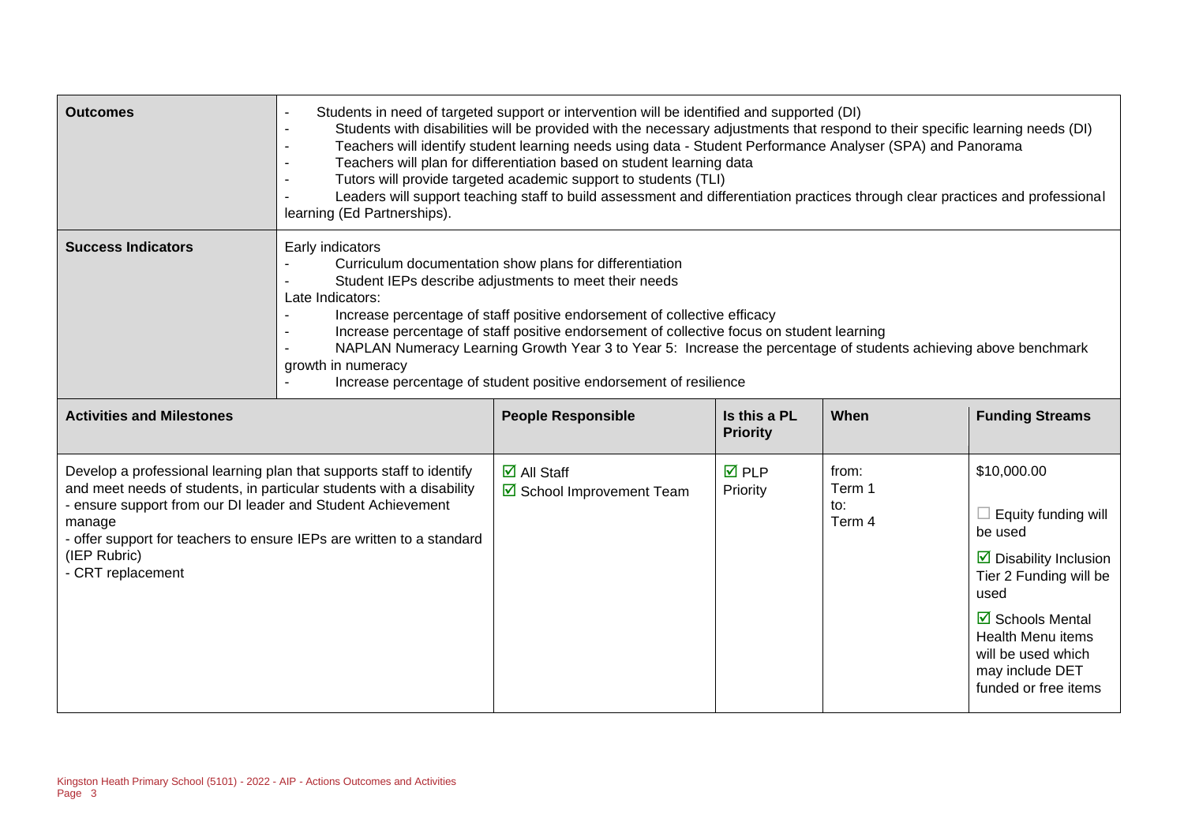| **Outcomes** | - Students in need of targeted support or intervention will be identified and supported (DI)<br>- Students with disabilities will be provided with the necessary adjustments that respond to their specific learning needs (DI)<br>- Teachers will identify student learning needs using data - Student Performance Analyser (SPA) and Panorama<br>- Teachers will plan for differentiation based on student learning data<br>- Tutors will provide targeted academic support to students (TLI)<br>- Leaders will support teaching staff to build assessment and differentiation practices through clear practices and professional learning (Ed Partnerships). | | | |
|---|---|---|---|---|
| **Success Indicators** | Early indicators<br>- Curriculum documentation show plans for differentiation<br>- Student IEPs describe adjustments to meet their needs<br>Late Indicators:<br>- Increase percentage of staff positive endorsement of collective efficacy<br>- Increase percentage of staff positive endorsement of collective focus on student learning<br>- NAPLAN Numeracy Learning Growth Year 3 to Year 5: Increase the percentage of students achieving above benchmark growth in numeracy<br>- Increase percentage of student positive endorsement of resilience | | | |

| **Activities and Milestones** | **People Responsible** | **Is this a PL Priority** | **When** | **Funding Streams** |
|---|---|---|---|---|
| Develop a professional learning plan that supports staff to identify and meet needs of students, in particular students with a disability<br>- ensure support from our DI leader and Student Achievement manage<br>- offer support for teachers to ensure IEPs are written to a standard (IEP Rubric)<br>- CRT replacement | ☑ All Staff<br>☑ School Improvement Team | ☑ PLP Priority | from:<br>Term 1<br>to:<br>Term 4 | $10,000.00<br>☐ Equity funding will be used<br>☑ Disability Inclusion Tier 2 Funding will be used<br>☑ Schools Mental Health Menu items will be used which may include DET funded or free items |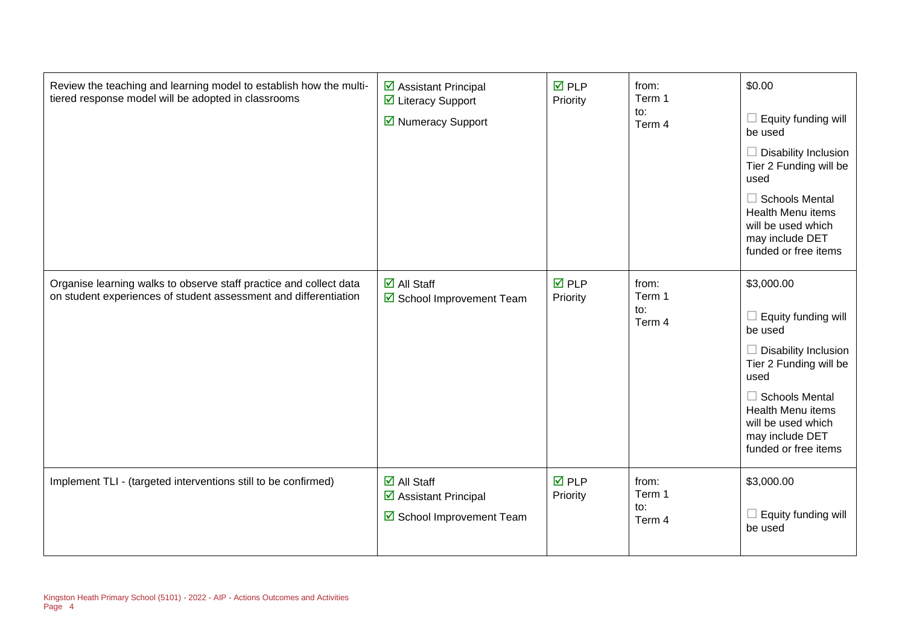| | | | | |
|---|---|---|---|---|
| Review the teaching and learning model to establish how the multi-tiered response model will be adopted in classrooms | ☑ Assistant Principal<br>☑ Literacy Support<br>☑ Numeracy Support | ☑ PLP Priority | from:<br>Term 1<br>to:<br>Term 4 | $0.00<br>☐ Equity funding will be used<br>☐ Disability Inclusion Tier 2 Funding will be used<br>☐ Schools Mental Health Menu items will be used which may include DET funded or free items |
| Organise learning walks to observe staff practice and collect data on student experiences of student assessment and differentiation | ☑ All Staff<br>☑ School Improvement Team | ☑ PLP Priority | from:<br>Term 1<br>to:<br>Term 4 | $3,000.00<br>☐ Equity funding will be used<br>☐ Disability Inclusion Tier 2 Funding will be used<br>☐ Schools Mental Health Menu items will be used which may include DET funded or free items |
| Implement TLI - (targeted interventions still to be confirmed) | ☑ All Staff<br>☑ Assistant Principal<br>☑ School Improvement Team | ☑ PLP Priority | from:<br>Term 1<br>to:<br>Term 4 | $3,000.00<br>☐ Equity funding will be used |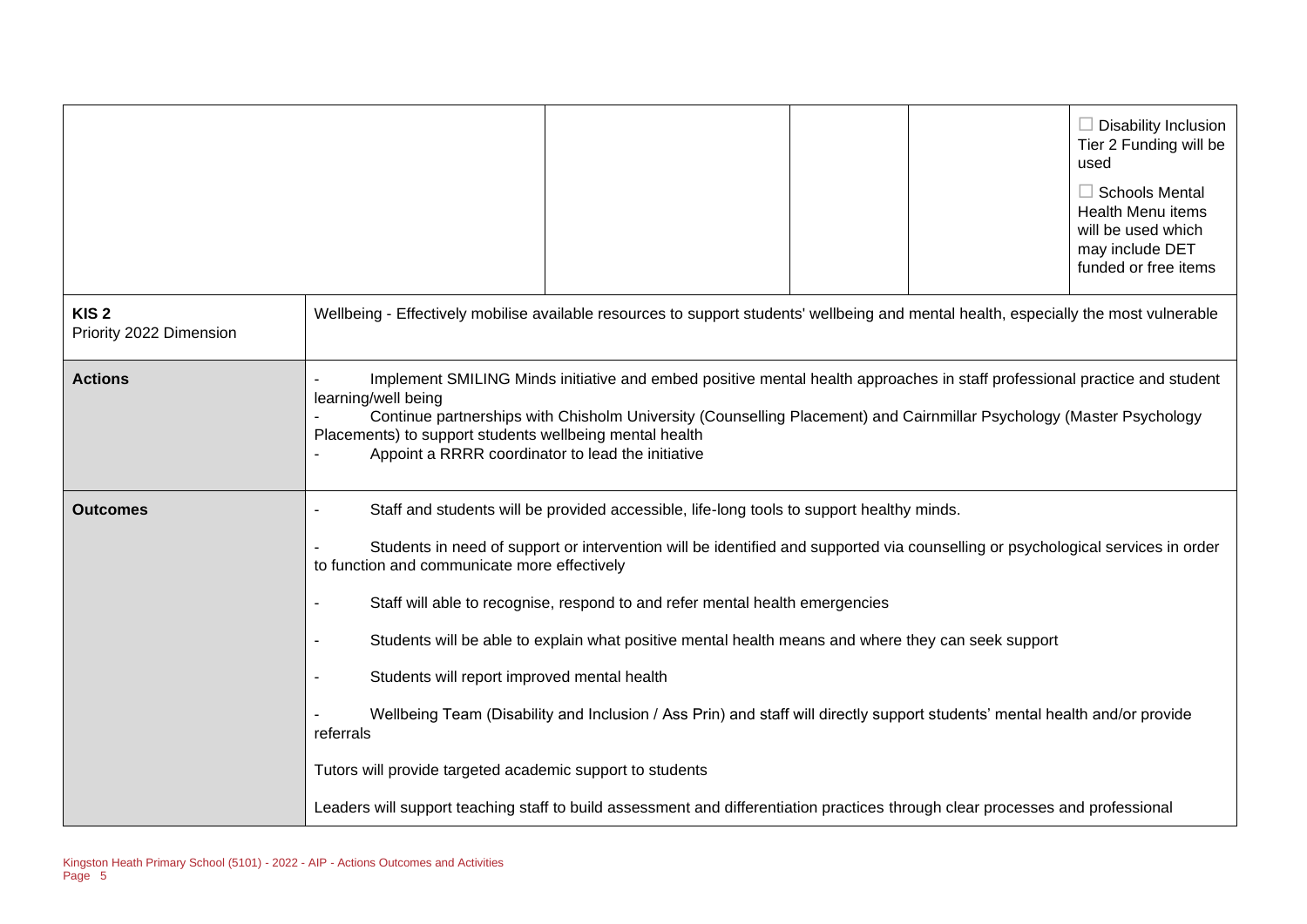| | | | | |
|---|---|---|---|---|
| | | | | ☐ Disability Inclusion Tier 2 Funding will be used<br><br>☐ Schools Mental Health Menu items will be used which may include DET funded or free items |

| | |
|---|---|
| **KIS 2**<br>Priority 2022 Dimension | Wellbeing - Effectively mobilise available resources to support students' wellbeing and mental health, especially the most vulnerable |
| **Actions** | - Implement SMILING Minds initiative and embed positive mental health approaches in staff professional practice and student learning/well being<br>- Continue partnerships with Chisholm University (Counselling Placement) and Cairnmillar Psychology (Master Psychology Placements) to support students wellbeing mental health<br>- Appoint a RRRR coordinator to lead the initiative |
| **Outcomes** | - Staff and students will be provided accessible, life-long tools to support healthy minds.<br><br>- Students in need of support or intervention will be identified and supported via counselling or psychological services in order to function and communicate more effectively<br><br>- Staff will able to recognise, respond to and refer mental health emergencies<br><br>- Students will be able to explain what positive mental health means and where they can seek support<br><br>- Students will report improved mental health<br><br>- Wellbeing Team (Disability and Inclusion / Ass Prin) and staff will directly support students' mental health and/or provide referrals<br><br>Tutors will provide targeted academic support to students<br><br>Leaders will support teaching staff to build assessment and differentiation practices through clear processes and professional |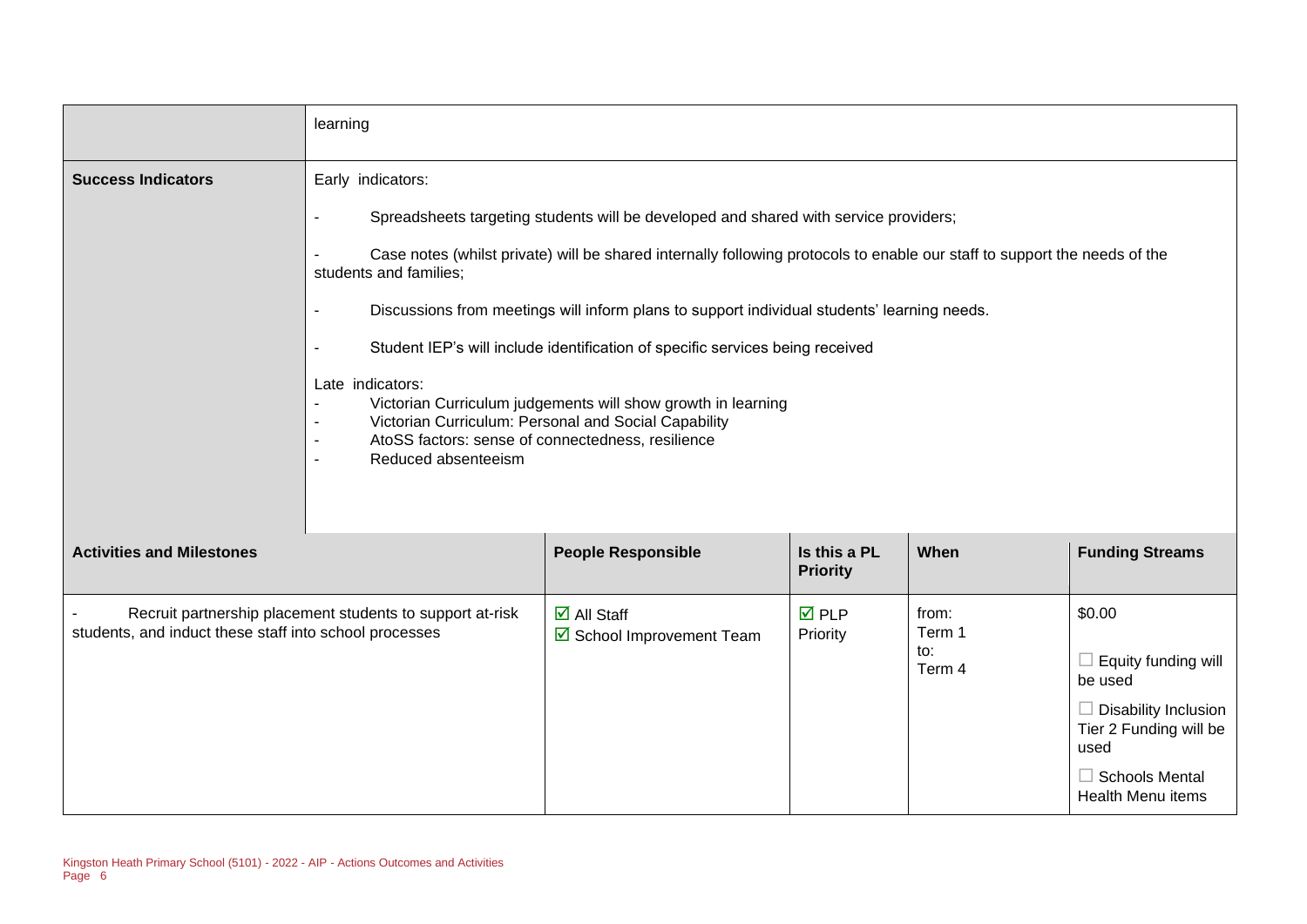| | |
|---|---|
| | learning |
| **Success Indicators** | Early indicators:<br><br>- Spreadsheets targeting students will be developed and shared with service providers;<br><br>- Case notes (whilst private) will be shared internally following protocols to enable our staff to support the needs of the students and families;<br><br>- Discussions from meetings will inform plans to support individual students' learning needs.<br><br>- Student IEP's will include identification of specific services being received<br><br>Late indicators:<br>- Victorian Curriculum judgements will show growth in learning<br>- Victorian Curriculum: Personal and Social Capability<br>- AtoSS factors: sense of connectedness, resilience<br>- Reduced absenteeism |

| **Activities and Milestones** | **People Responsible** | **Is this a PL Priority** | **When** | **Funding Streams** |
|---|---|---|---|---|
| - Recruit partnership placement students to support at-risk students, and induct these staff into school processes | ☑ All Staff<br>☑ School Improvement Team | ☑ PLP Priority | from: Term 1<br>to: Term 4 | $0.00<br><br>☐ Equity funding will be used<br><br>☐ Disability Inclusion Tier 2 Funding will be used<br><br>☐ Schools Mental Health Menu items |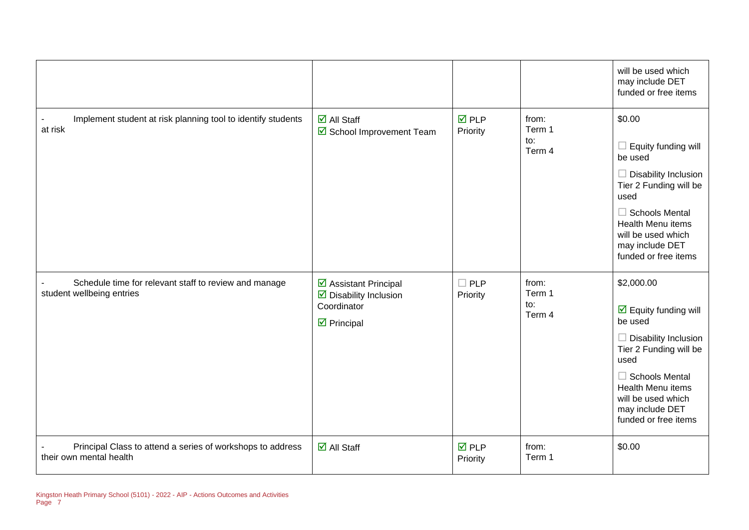| | | | | |
|---|---|---|---|---|
| | | | | will be used which may include DET funded or free items |
| - Implement student at risk planning tool to identify students at risk | ☑ All Staff<br>☑ School Improvement Team | ☑ PLP Priority | from: Term 1<br>to: Term 4 | $0.00<br>☐ Equity funding will be used<br>☐ Disability Inclusion Tier 2 Funding will be used<br>☐ Schools Mental Health Menu items will be used which may include DET funded or free items |
| - Schedule time for relevant staff to review and manage student wellbeing entries | ☑ Assistant Principal<br>☑ Disability Inclusion Coordinator<br>☑ Principal | ☐ PLP Priority | from: Term 1<br>to: Term 4 | $2,000.00<br>☑ Equity funding will be used<br>☐ Disability Inclusion Tier 2 Funding will be used<br>☐ Schools Mental Health Menu items will be used which may include DET funded or free items |
| - Principal Class to attend a series of workshops to address their own mental health | ☑ All Staff | ☑ PLP Priority | from: Term 1 | $0.00 |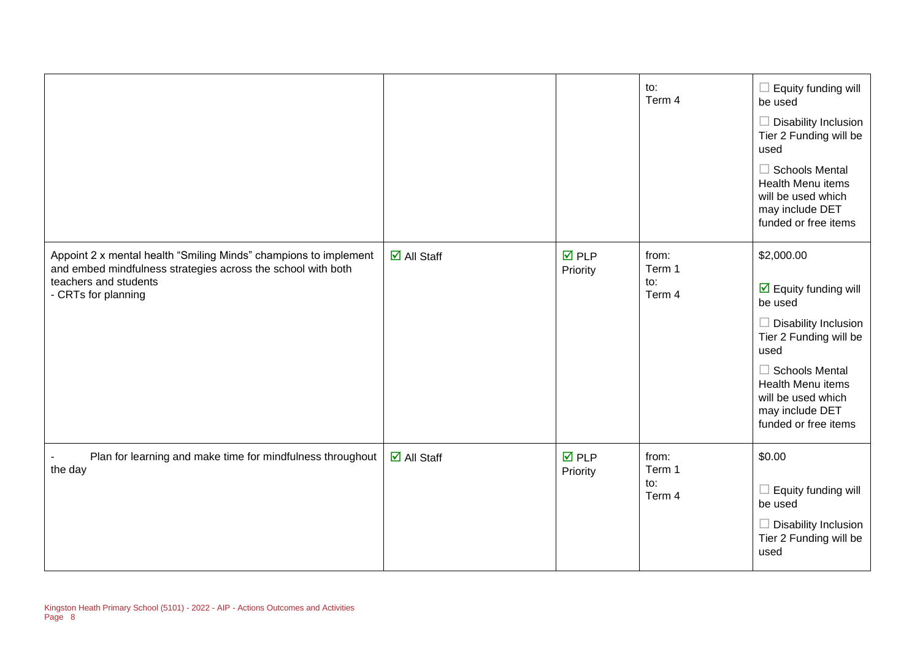|  |  |  |  |  |
|---|---|---|---|---|
|  |  |  | to:<br>Term 4 | ☐ Equity funding will be used<br>☐ Disability Inclusion Tier 2 Funding will be used<br>☐ Schools Mental Health Menu items will be used which may include DET funded or free items |
| Appoint 2 x mental health "Smiling Minds" champions to implement and embed mindfulness strategies across the school with both teachers and students<br>- CRTs for planning | ☑ All Staff | ☑ PLP Priority | from:<br>Term 1<br>to:<br>Term 4 | $2,000.00<br>☑ Equity funding will be used<br>☐ Disability Inclusion Tier 2 Funding will be used<br>☐ Schools Mental Health Menu items will be used which may include DET funded or free items |
| - Plan for learning and make time for mindfulness throughout the day | ☑ All Staff | ☑ PLP Priority | from:<br>Term 1<br>to:<br>Term 4 | $0.00<br>☐ Equity funding will be used<br>☐ Disability Inclusion Tier 2 Funding will be used |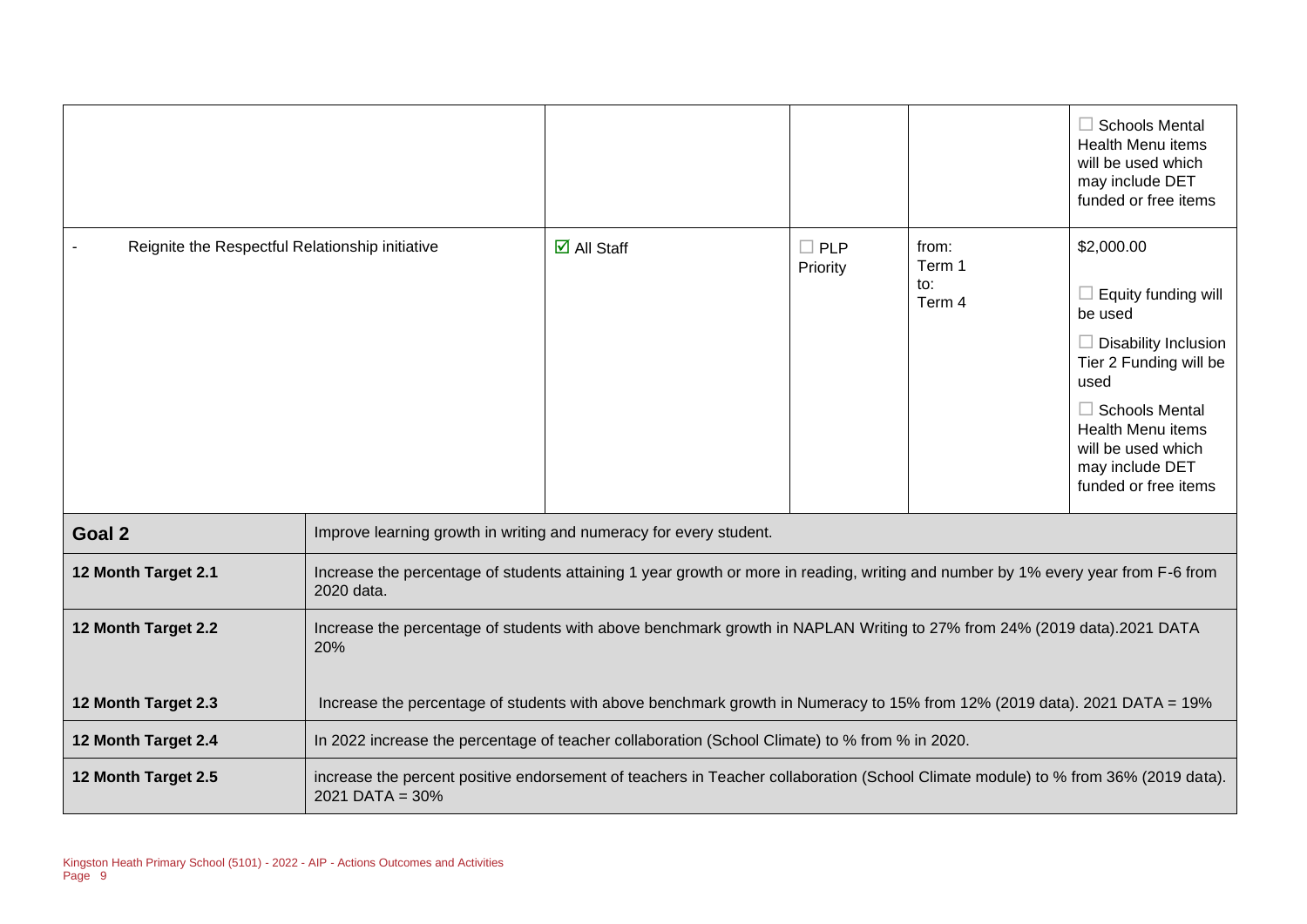| | | | | |
|---|---|---|---|---|
| | | | | ☐ Schools Mental Health Menu items will be used which may include DET funded or free items |
| - Reignite the Respectful Relationship initiative | ☑ All Staff | ☐ PLP Priority | from: Term 1 to: Term 4 | \$2,000.00 ☐ Equity funding will be used ☐ Disability Inclusion Tier 2 Funding will be used ☐ Schools Mental Health Menu items will be used which may include DET funded or free items |

| | |
|---|---|
| **Goal 2** | Improve learning growth in writing and numeracy for every student. |
| **12 Month Target 2.1** | Increase the percentage of students attaining 1 year growth or more in reading, writing and number by 1% every year from F-6 from 2020 data. |
| **12 Month Target 2.2** | Increase the percentage of students with above benchmark growth in NAPLAN Writing to 27% from 24% (2019 data).2021 DATA 20% |
| **12 Month Target 2.3** | Increase the percentage of students with above benchmark growth in Numeracy to 15% from 12% (2019 data). 2021 DATA = 19% |
| **12 Month Target 2.4** | In 2022 increase the percentage of teacher collaboration (School Climate) to % from % in 2020. |
| **12 Month Target 2.5** | increase the percent positive endorsement of teachers in Teacher collaboration (School Climate module) to % from 36% (2019 data). 2021 DATA = 30% |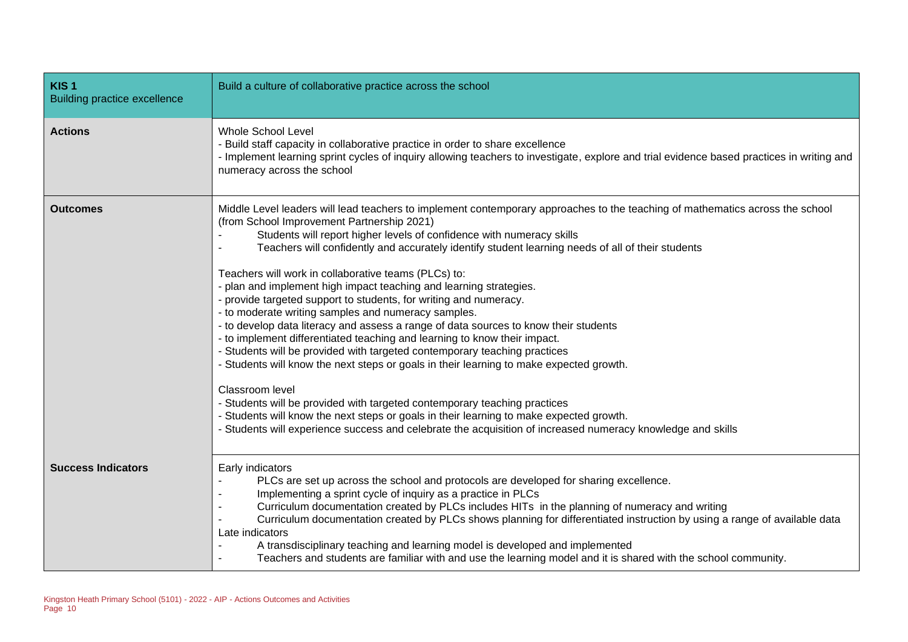| KIS 1<br>Building practice excellence | Build a culture of collaborative practice across the school |
|---|---|
| **Actions** | Whole School Level<br>- Build staff capacity in collaborative practice in order to share excellence<br>- Implement learning sprint cycles of inquiry allowing teachers to investigate, explore and trial evidence based practices in writing and numeracy across the school |
| **Outcomes** | Middle Level leaders will lead teachers to implement contemporary approaches to the teaching of mathematics across the school (from School Improvement Partnership 2021)<br>- Students will report higher levels of confidence with numeracy skills<br>- Teachers will confidently and accurately identify student learning needs of all of their students<br><br>Teachers will work in collaborative teams (PLCs) to:<br>- plan and implement high impact teaching and learning strategies.<br>- provide targeted support to students, for writing and numeracy.<br>- to moderate writing samples and numeracy samples.<br>- to develop data literacy and assess a range of data sources to know their students<br>- to implement differentiated teaching and learning to know their impact.<br>- Students will be provided with targeted contemporary teaching practices<br>- Students will know the next steps or goals in their learning to make expected growth.<br><br>Classroom level<br>- Students will be provided with targeted contemporary teaching practices<br>- Students will know the next steps or goals in their learning to make expected growth.<br>- Students will experience success and celebrate the acquisition of increased numeracy knowledge and skills |
| **Success Indicators** | Early indicators<br>- PLCs are set up across the school and protocols are developed for sharing excellence.<br>- Implementing a sprint cycle of inquiry as a practice in PLCs<br>- Curriculum documentation created by PLCs includes HITs in the planning of numeracy and writing<br>- Curriculum documentation created by PLCs shows planning for differentiated instruction by using a range of available data<br>Late indicators<br>- A transdisciplinary teaching and learning model is developed and implemented<br>- Teachers and students are familiar with and use the learning model and it is shared with the school community. |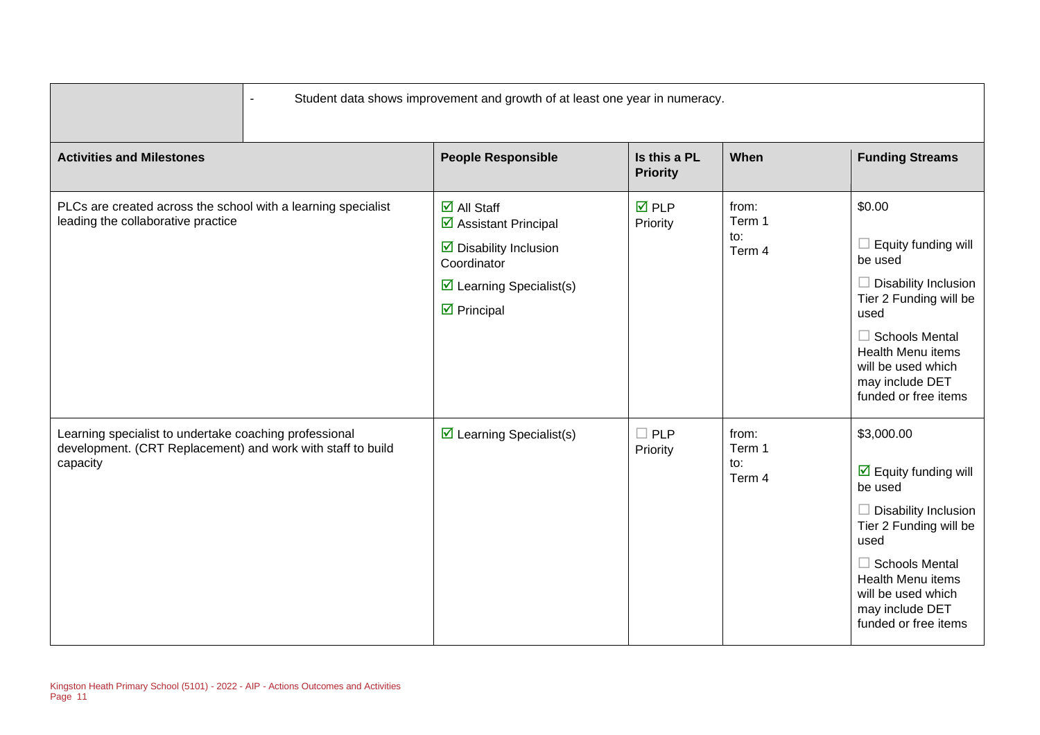| | - Student data shows improvement and growth of at least one year in numeracy. |
|---|---|

| Activities and Milestones | People Responsible | Is this a PL Priority | When | Funding Streams |
|---|---|---|---|---|
| PLCs are created across the school with a learning specialist leading the collaborative practice | ☑ All Staff<br>☑ Assistant Principal<br>☑ Disability Inclusion Coordinator<br>☑ Learning Specialist(s)<br>☑ Principal | ☑ PLP Priority | from: Term 1<br>to: Term 4 | $0.00<br>☐ Equity funding will be used<br>☐ Disability Inclusion Tier 2 Funding will be used<br>☐ Schools Mental Health Menu items will be used which may include DET funded or free items |
| Learning specialist to undertake coaching professional development. (CRT Replacement) and work with staff to build capacity | ☑ Learning Specialist(s) | ☐ PLP Priority | from: Term 1<br>to: Term 4 | $3,000.00<br>☑ Equity funding will be used<br>☐ Disability Inclusion Tier 2 Funding will be used<br>☐ Schools Mental Health Menu items will be used which may include DET funded or free items |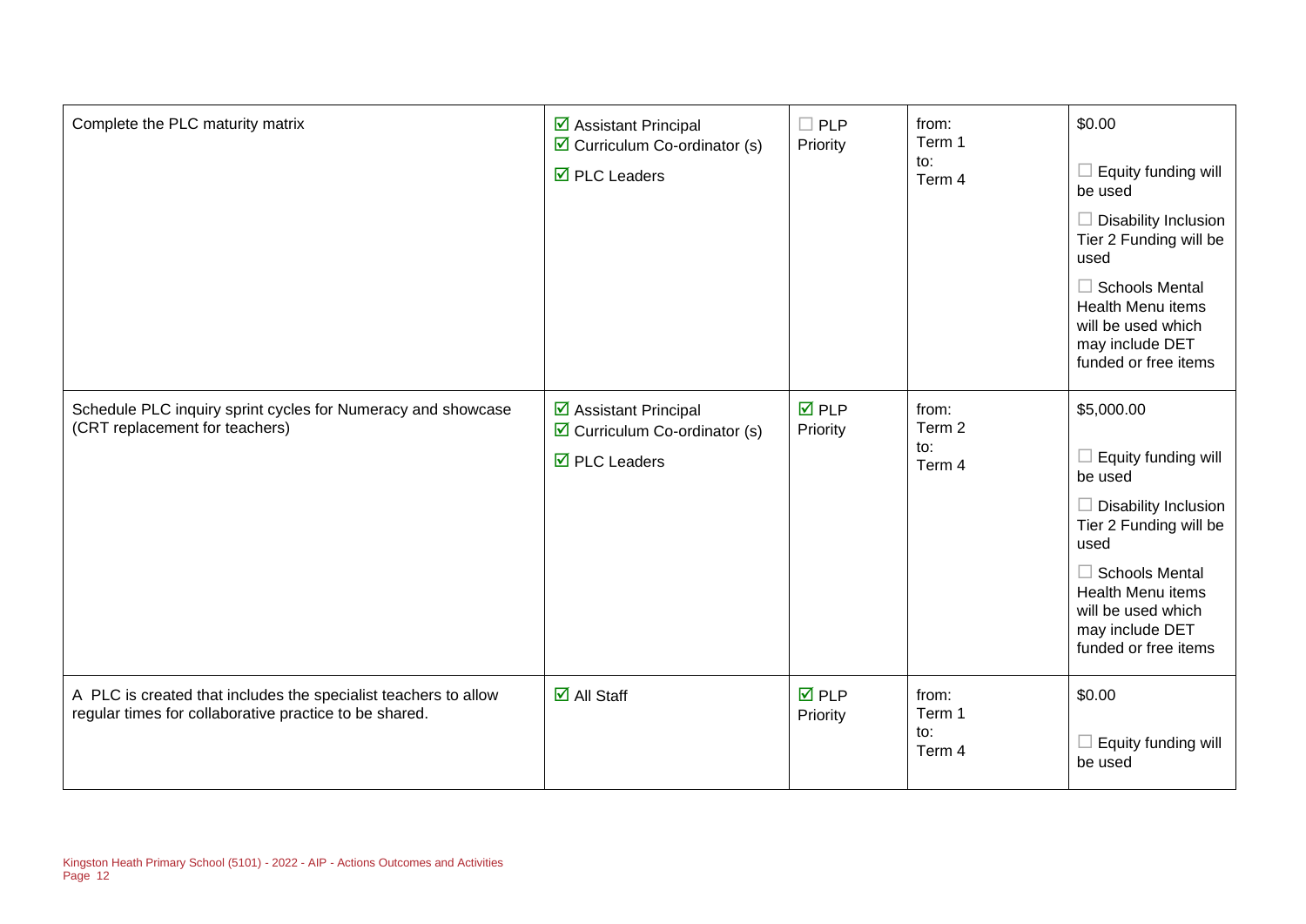| | | | | |
|---|---|---|---|---|
| Complete the PLC maturity matrix | ☑ Assistant Principal<br>☑ Curriculum Co-ordinator (s)<br>☑ PLC Leaders | ☐ PLP Priority | from:<br>Term 1<br>to:<br>Term 4 | $0.00<br>☐ Equity funding will be used<br>☐ Disability Inclusion Tier 2 Funding will be used<br>☐ Schools Mental Health Menu items will be used which may include DET funded or free items |
| Schedule PLC inquiry sprint cycles for Numeracy and showcase (CRT replacement for teachers) | ☑ Assistant Principal<br>☑ Curriculum Co-ordinator (s)<br>☑ PLC Leaders | ☑ PLP Priority | from:<br>Term 2<br>to:<br>Term 4 | $5,000.00<br>☐ Equity funding will be used<br>☐ Disability Inclusion Tier 2 Funding will be used<br>☐ Schools Mental Health Menu items will be used which may include DET funded or free items |
| A PLC is created that includes the specialist teachers to allow regular times for collaborative practice to be shared. | ☑ All Staff | ☑ PLP Priority | from:<br>Term 1<br>to:<br>Term 4 | $0.00<br>☐ Equity funding will be used |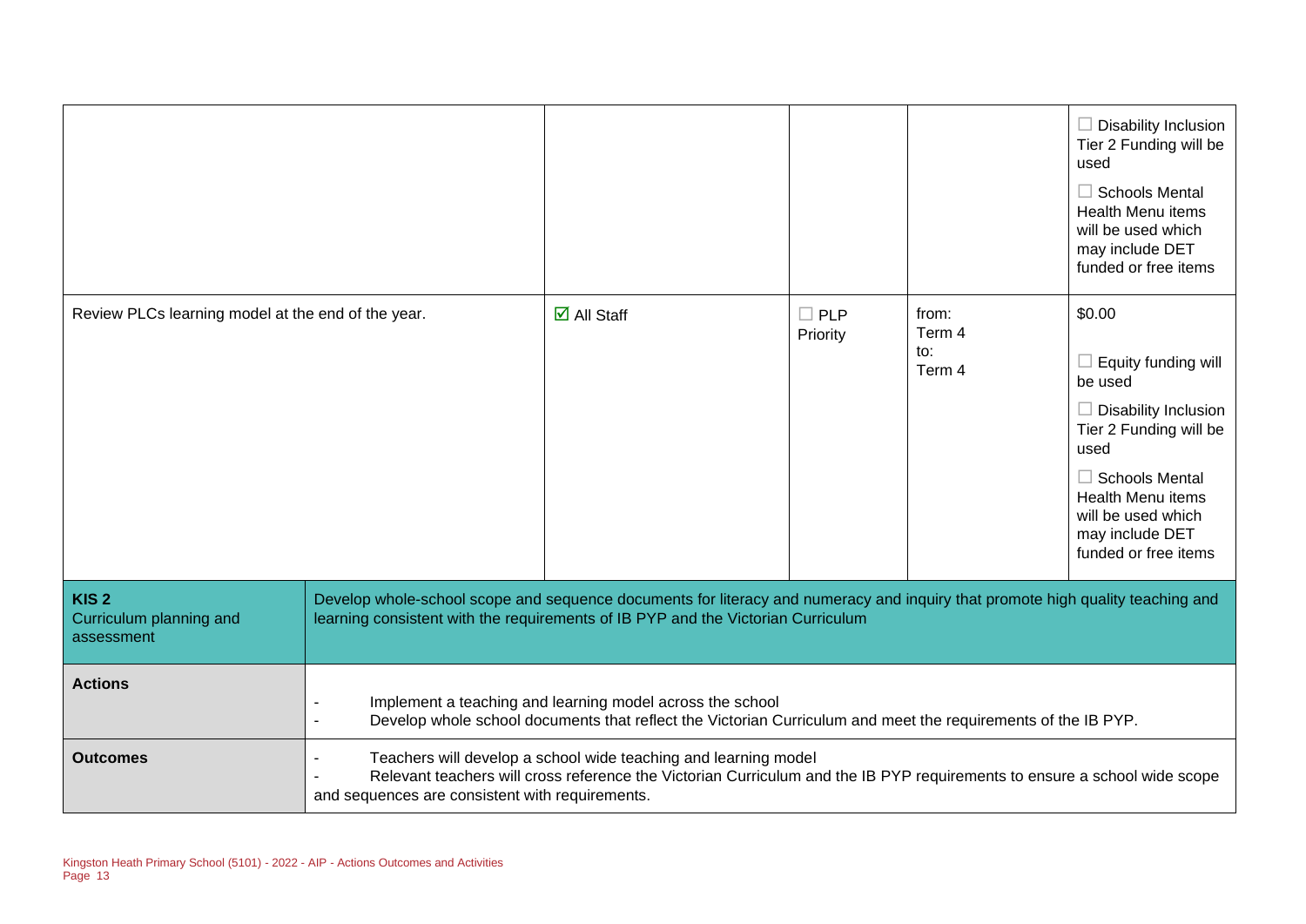| | | | | |
|---|---|---|---|---|
| | | | | ☐ Disability Inclusion Tier 2 Funding will be used<br><br>☐ Schools Mental Health Menu items will be used which may include DET funded or free items |
| Review PLCs learning model at the end of the year. | ☑ All Staff | ☐ PLP Priority | from: Term 4<br>to: Term 4 | $0.00<br><br>☐ Equity funding will be used<br><br>☐ Disability Inclusion Tier 2 Funding will be used<br><br>☐ Schools Mental Health Menu items will be used which may include DET funded or free items |

| | |
|---|---|
| **KIS 2**<br>Curriculum planning and assessment | Develop whole-school scope and sequence documents for literacy and numeracy and inquiry that promote high quality teaching and learning consistent with the requirements of IB PYP and the Victorian Curriculum |
| **Actions** | - Implement a teaching and learning model across the school<br>- Develop whole school documents that reflect the Victorian Curriculum and meet the requirements of the IB PYP. |
| **Outcomes** | - Teachers will develop a school wide teaching and learning model<br>- Relevant teachers will cross reference the Victorian Curriculum and the IB PYP requirements to ensure a school wide scope and sequences are consistent with requirements. |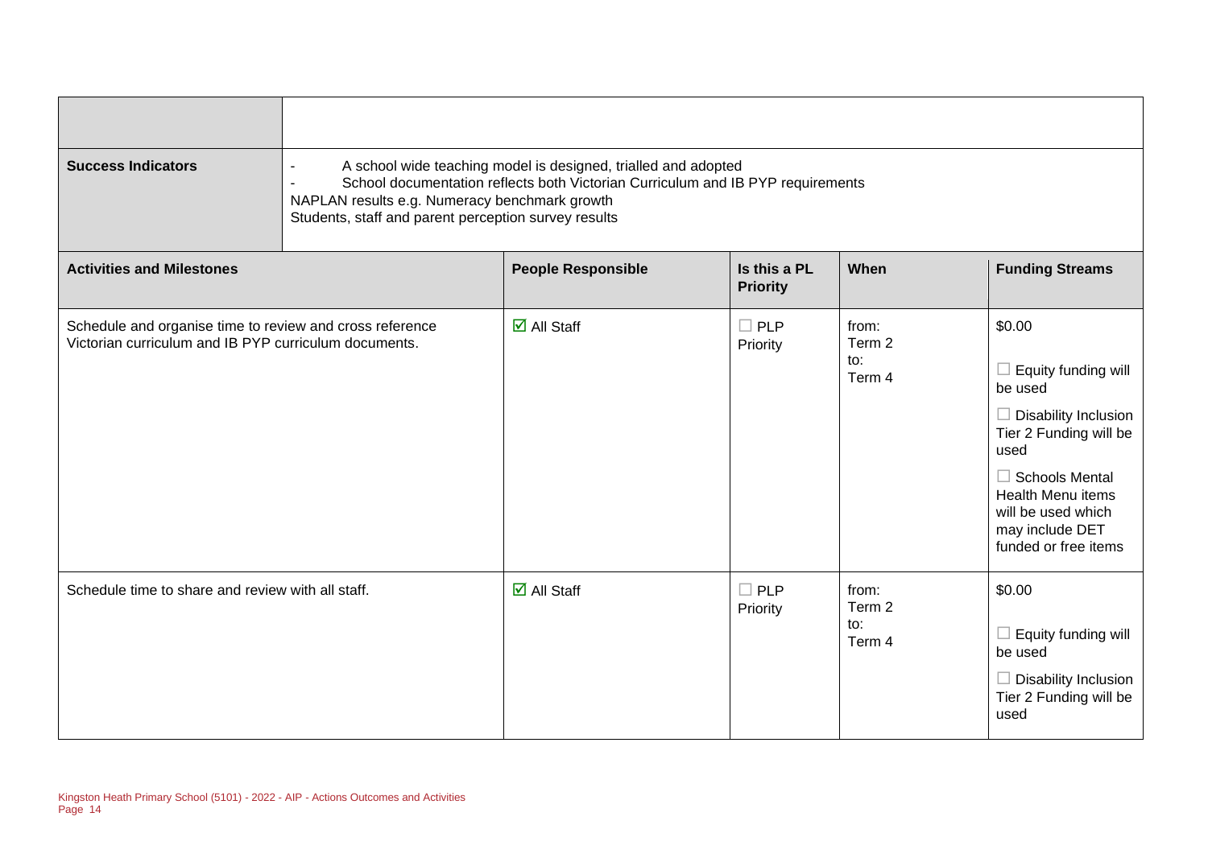| | |
|---|---|
| | |
| **Success Indicators** | - A school wide teaching model is designed, trialled and adopted<br>- School documentation reflects both Victorian Curriculum and IB PYP requirements<br>NAPLAN results e.g. Numeracy benchmark growth<br>Students, staff and parent perception survey results |

| **Activities and Milestones** | **People Responsible** | **Is this a PL Priority** | **When** | **Funding Streams** |
|---|---|---|---|---|
| Schedule and organise time to review and cross reference Victorian curriculum and IB PYP curriculum documents. | ☑ All Staff | ☐ PLP Priority | from: Term 2 to: Term 4 | $0.00<br>☐ Equity funding will be used<br>☐ Disability Inclusion Tier 2 Funding will be used<br>☐ Schools Mental Health Menu items will be used which may include DET funded or free items |
| Schedule time to share and review with all staff. | ☑ All Staff | ☐ PLP Priority | from: Term 2 to: Term 4 | $0.00<br>☐ Equity funding will be used<br>☐ Disability Inclusion Tier 2 Funding will be used |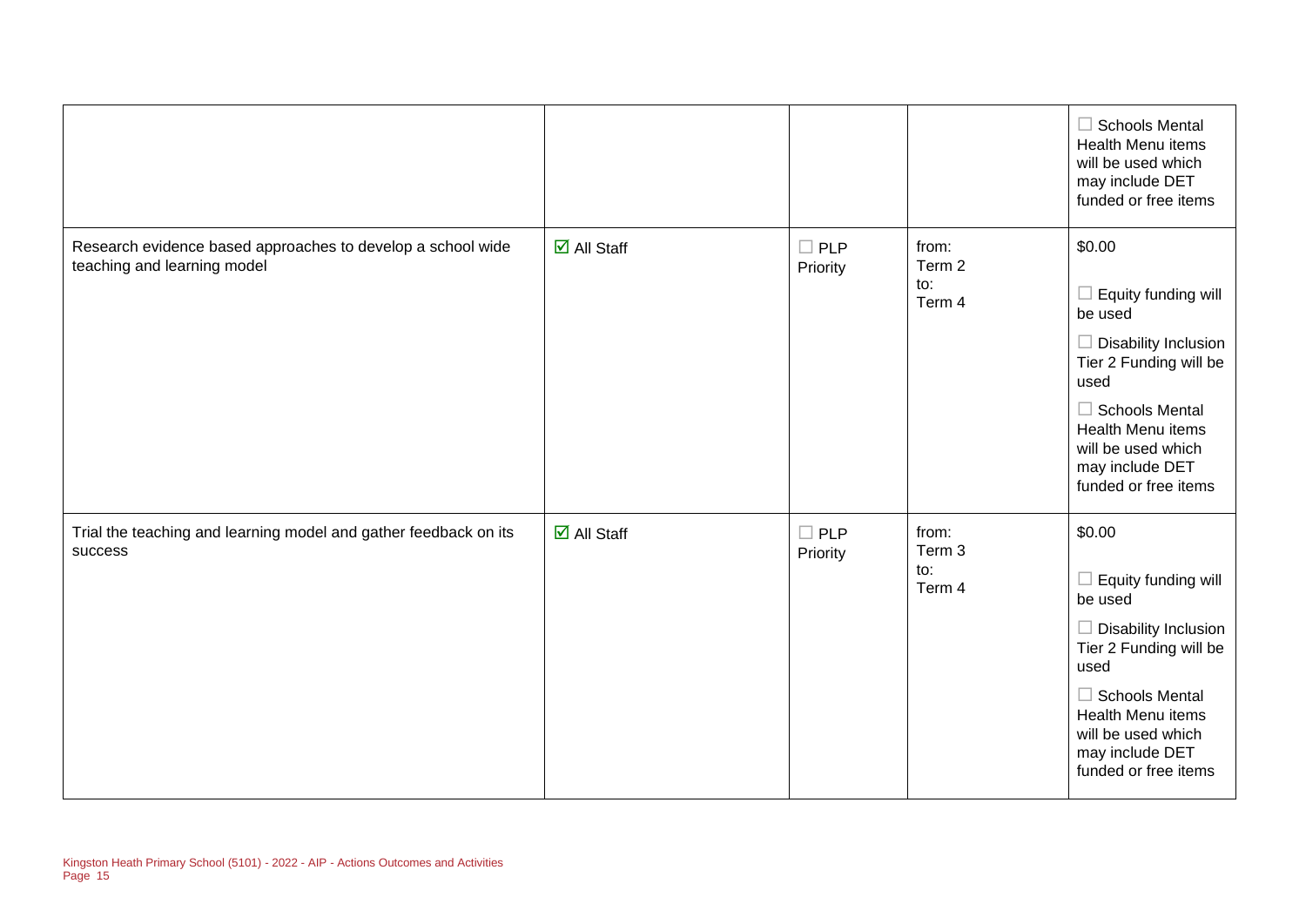| | | | | |
|---|---|---|---|---|
| | | | | ☐ Schools Mental Health Menu items will be used which may include DET funded or free items |
| Research evidence based approaches to develop a school wide teaching and learning model | ☑ All Staff | ☐ PLP Priority | from: Term 2 to: Term 4 | $0.00<br><br>☐ Equity funding will be used<br><br>☐ Disability Inclusion Tier 2 Funding will be used<br><br>☐ Schools Mental Health Menu items will be used which may include DET funded or free items |
| Trial the teaching and learning model and gather feedback on its success | ☑ All Staff | ☐ PLP Priority | from: Term 3 to: Term 4 | $0.00<br><br>☐ Equity funding will be used<br><br>☐ Disability Inclusion Tier 2 Funding will be used<br><br>☐ Schools Mental Health Menu items will be used which may include DET funded or free items |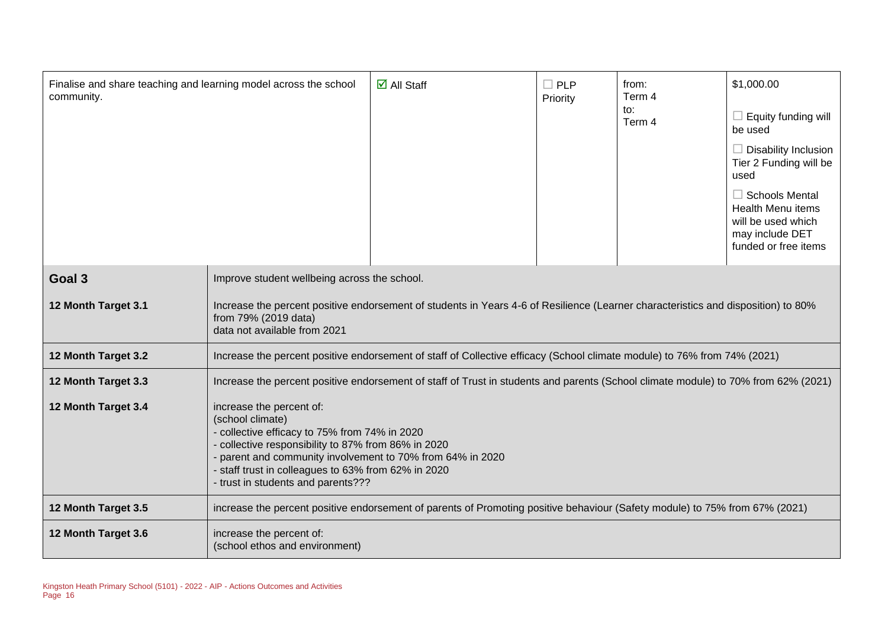| | | | | | |
|---|---|---|---|---|---|
| Finalise and share teaching and learning model across the school community. | ☑ All Staff | ☐ PLP Priority | from: Term 4<br>to: Term 4 | $1,000.00<br><br>☐ Equity funding will be used<br><br>☐ Disability Inclusion Tier 2 Funding will be used<br><br>☐ Schools Mental Health Menu items will be used which may include DET funded or free items |

| | |
|---|---|
| **Goal 3** | Improve student wellbeing across the school. |
| **12 Month Target 3.1** | Increase the percent positive endorsement of students in Years 4-6 of Resilience (Learner characteristics and disposition) to 80% from 79% (2019 data)<br>data not available from 2021 |
| **12 Month Target 3.2** | Increase the percent positive endorsement of staff of Collective efficacy (School climate module) to 76% from 74% (2021) |
| **12 Month Target 3.3** | Increase the percent positive endorsement of staff of Trust in students and parents (School climate module) to 70% from 62% (2021) |
| **12 Month Target 3.4** | increase the percent of:<br>(school climate)<br>- collective efficacy to 75% from 74% in 2020<br>- collective responsibility to 87% from 86% in 2020<br>- parent and community involvement to 70% from 64% in 2020<br>- staff trust in colleagues to 63% from 62% in 2020<br>- trust in students and parents??? |
| **12 Month Target 3.5** | increase the percent positive endorsement of parents of Promoting positive behaviour (Safety module) to 75% from 67% (2021) |
| **12 Month Target 3.6** | increase the percent of:<br>(school ethos and environment) |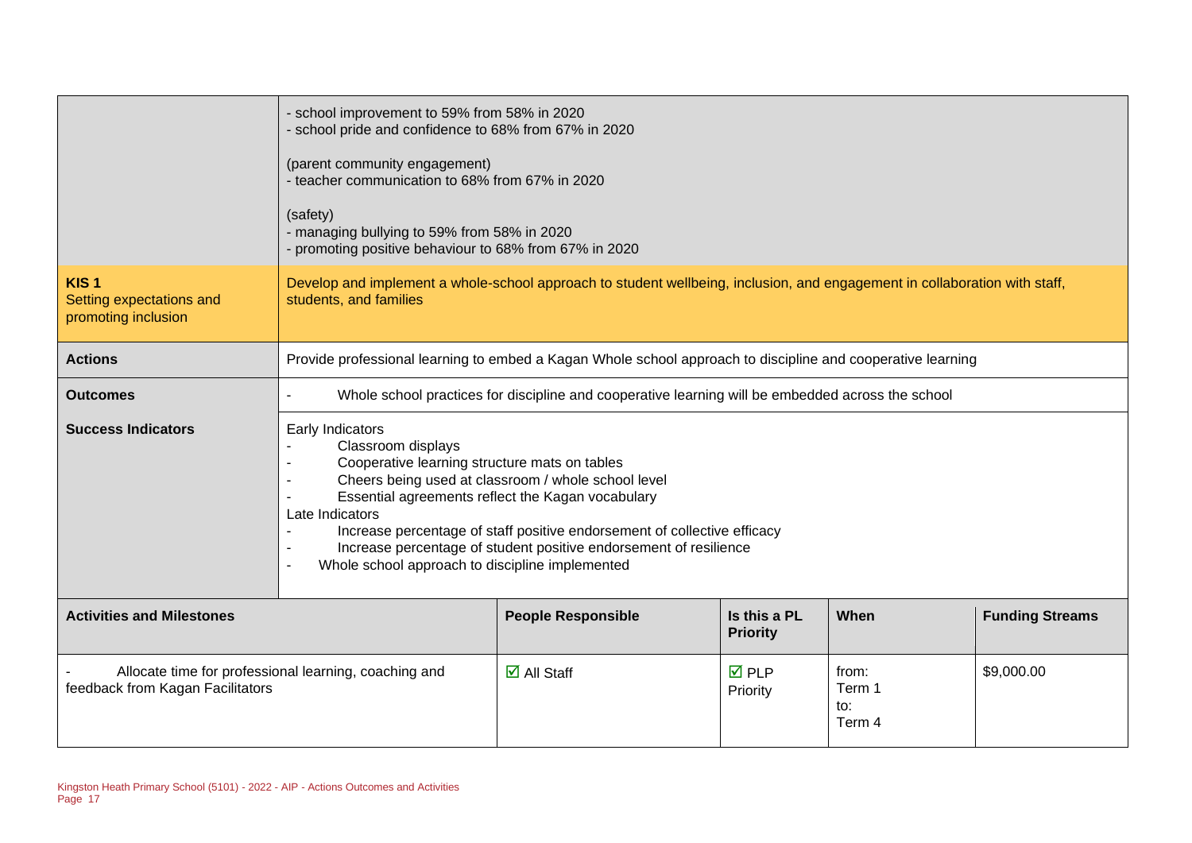| | | | | |
|---|---|---|---|---|
| | - school improvement to 59% from 58% in 2020<br>- school pride and confidence to 68% from 67% in 2020<br><br>(parent community engagement)<br>- teacher communication to 68% from 67% in 2020<br><br>(safety)<br>- managing bullying to 59% from 58% in 2020<br>- promoting positive behaviour to 68% from 67% in 2020 | | | |
| **KIS 1**<br>Setting expectations and promoting inclusion | Develop and implement a whole-school approach to student wellbeing, inclusion, and engagement in collaboration with staff, students, and families | | | |
| **Actions** | Provide professional learning to embed a Kagan Whole school approach to discipline and cooperative learning | | | |
| **Outcomes** | - Whole school practices for discipline and cooperative learning will be embedded across the school | | | |
| **Success Indicators** | Early Indicators<br>- Classroom displays<br>- Cooperative learning structure mats on tables<br>- Cheers being used at classroom / whole school level<br>- Essential agreements reflect the Kagan vocabulary<br>Late Indicators<br>- Increase percentage of staff positive endorsement of collective efficacy<br>- Increase percentage of student positive endorsement of resilience<br>- Whole school approach to discipline implemented | | | |

| Activities and Milestones | People Responsible | Is this a PL Priority | When | Funding Streams |
|---|---|---|---|---|
| - Allocate time for professional learning, coaching and feedback from Kagan Facilitators | ☑ All Staff | ☑ PLP Priority | from: Term 1 to: Term 4 | $9,000.00 |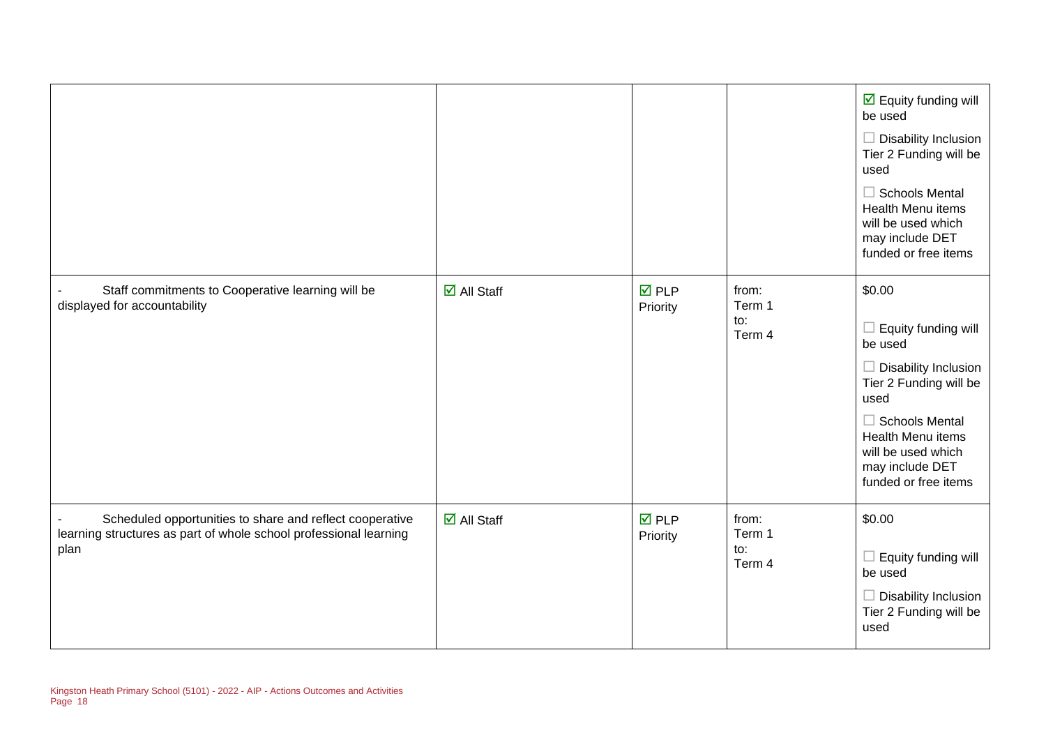| | | | | |
|---|---|---|---|---|
| | | | | ☑ Equity funding will be used<br>☐ Disability Inclusion Tier 2 Funding will be used<br>☐ Schools Mental Health Menu items will be used which may include DET funded or free items |
| - Staff commitments to Cooperative learning will be displayed for accountability | ☑ All Staff | ☑ PLP Priority | from:<br>Term 1<br>to:<br>Term 4 | $0.00<br>☐ Equity funding will be used<br>☐ Disability Inclusion Tier 2 Funding will be used<br>☐ Schools Mental Health Menu items will be used which may include DET funded or free items |
| - Scheduled opportunities to share and reflect cooperative learning structures as part of whole school professional learning plan | ☑ All Staff | ☑ PLP Priority | from:<br>Term 1<br>to:<br>Term 4 | $0.00<br>☐ Equity funding will be used<br>☐ Disability Inclusion Tier 2 Funding will be used |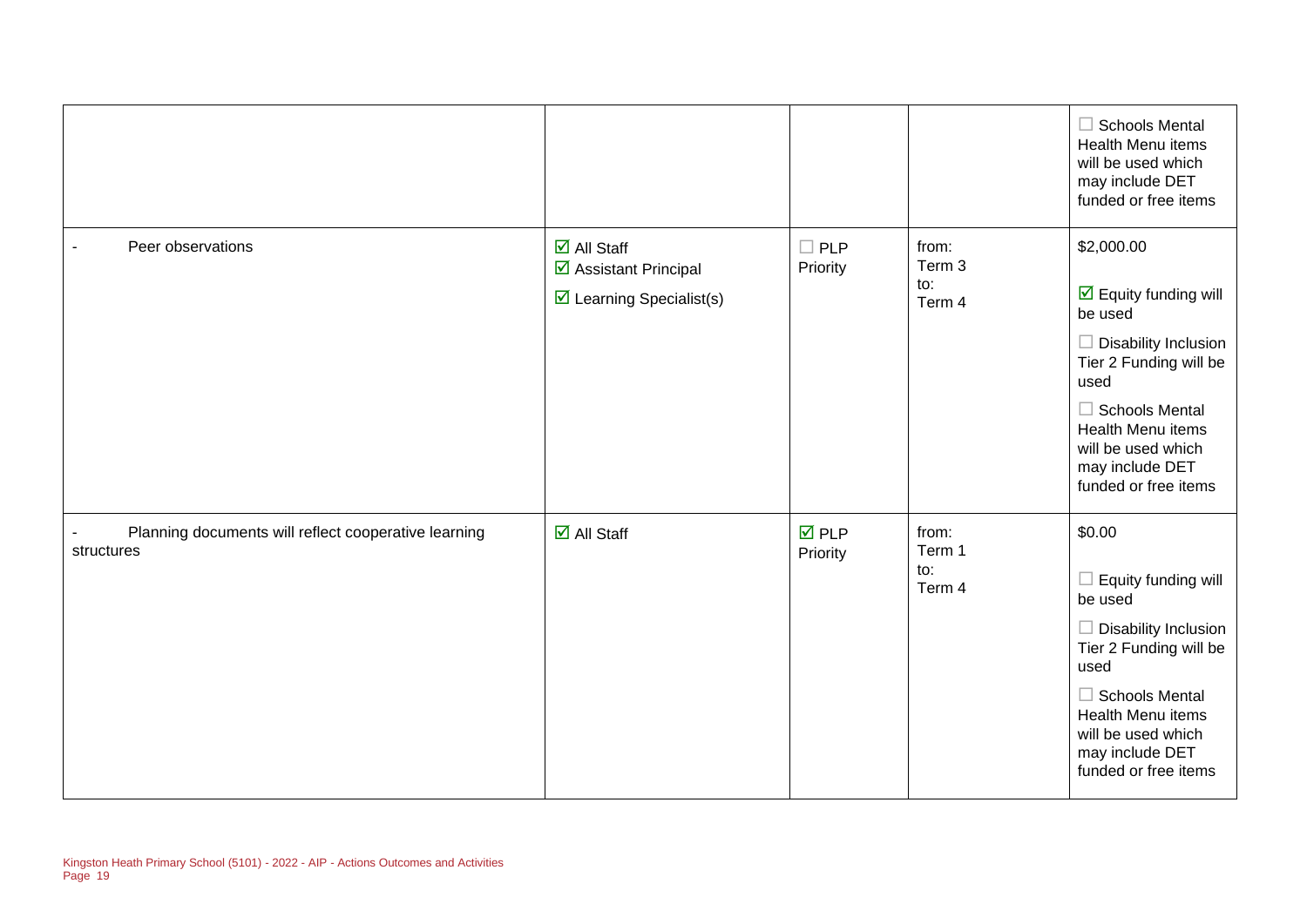| | | | | |
|---|---|---|---|---|
| | | | | ☐ Schools Mental Health Menu items will be used which may include DET funded or free items |
| - Peer observations | ☑ All Staff<br>☑ Assistant Principal<br>☑ Learning Specialist(s) | ☐ PLP Priority | from:<br>Term 3<br>to:<br>Term 4 | $2,000.00<br><br>☑ Equity funding will be used<br><br>☐ Disability Inclusion Tier 2 Funding will be used<br><br>☐ Schools Mental Health Menu items will be used which may include DET funded or free items |
| - Planning documents will reflect cooperative learning structures | ☑ All Staff | ☑ PLP Priority | from:<br>Term 1<br>to:<br>Term 4 | $0.00<br><br>☐ Equity funding will be used<br><br>☐ Disability Inclusion Tier 2 Funding will be used<br><br>☐ Schools Mental Health Menu items will be used which may include DET funded or free items |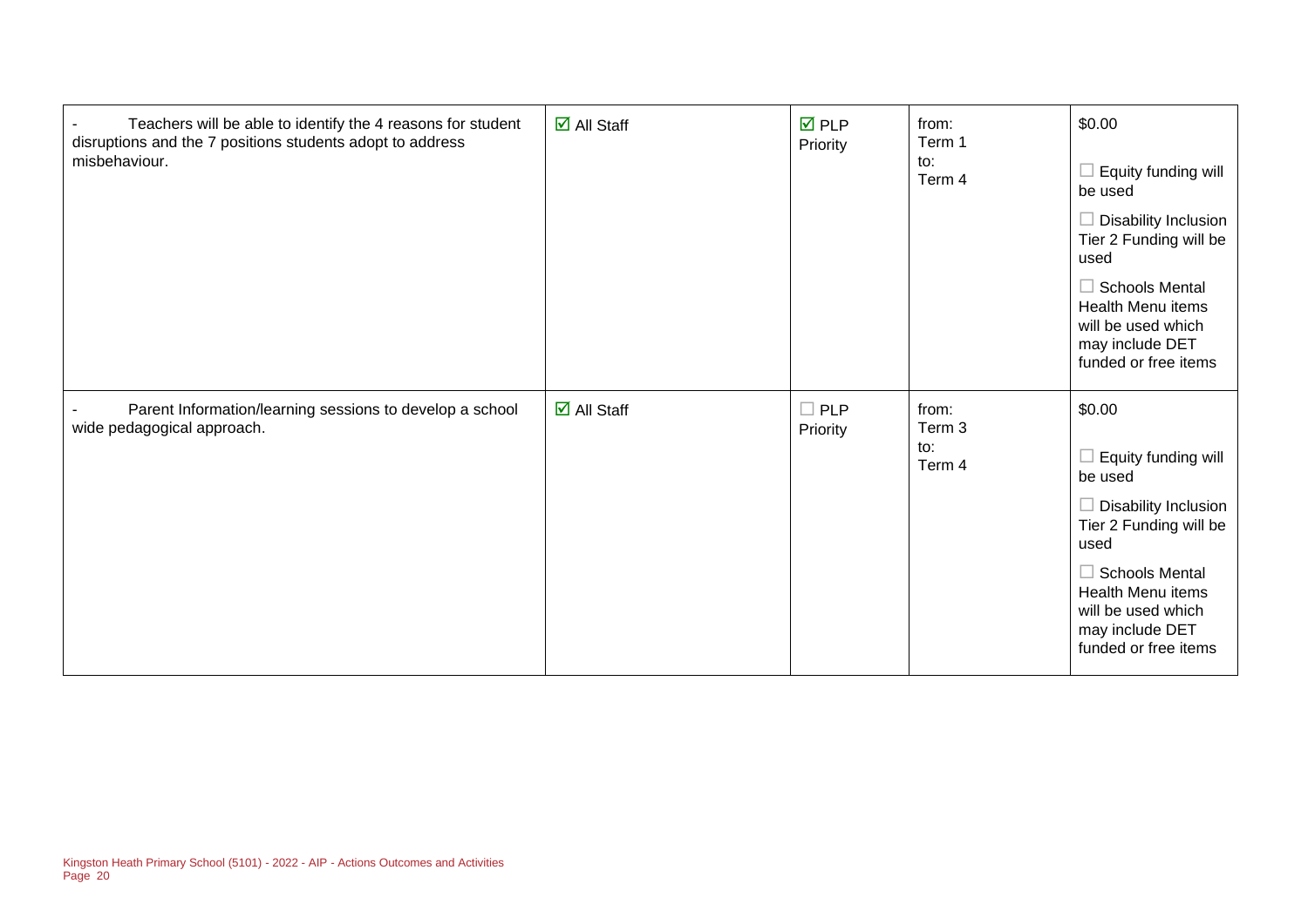| | | | | |
|---|---|---|---|---|
| - Teachers will be able to identify the 4 reasons for student disruptions and the 7 positions students adopt to address misbehaviour. | ☑ All Staff | ☑ PLP Priority | from: Term 1 to: Term 4 | $0.00 ☐ Equity funding will be used ☐ Disability Inclusion Tier 2 Funding will be used ☐ Schools Mental Health Menu items will be used which may include DET funded or free items |
| - Parent Information/learning sessions to develop a school wide pedagogical approach. | ☑ All Staff | ☐ PLP Priority | from: Term 3 to: Term 4 | $0.00 ☐ Equity funding will be used ☐ Disability Inclusion Tier 2 Funding will be used ☐ Schools Mental Health Menu items will be used which may include DET funded or free items |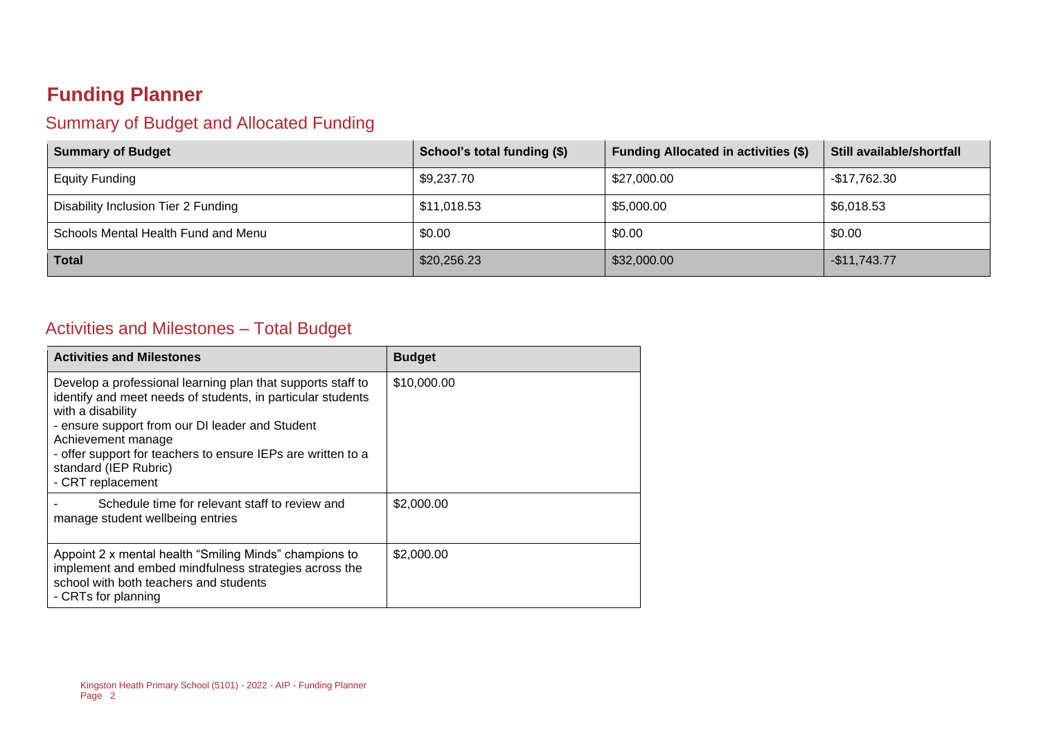# Funding Planner

## Summary of Budget and Allocated Funding

| Summary of Budget | School's total funding ($) | Funding Allocated in activities ($) | Still available/shortfall |
|---|---|---|---|
| Equity Funding | $9,237.70 | $27,000.00 | -$17,762.30 |
| Disability Inclusion Tier 2 Funding | $11,018.53 | $5,000.00 | $6,018.53 |
| Schools Mental Health Fund and Menu | $0.00 | $0.00 | $0.00 |
| **Total** | $20,256.23 | $32,000.00 | -$11,743.77 |

## Activities and Milestones – Total Budget

| Activities and Milestones | Budget |
|---|---|
| Develop a professional learning plan that supports staff to identify and meet needs of students, in particular students with a disability<br>- ensure support from our DI leader and Student Achievement manage<br>- offer support for teachers to ensure IEPs are written to a standard (IEP Rubric)<br>- CRT replacement | $10,000.00 |
| - Schedule time for relevant staff to review and manage student wellbeing entries | $2,000.00 |
| Appoint 2 x mental health "Smiling Minds" champions to implement and embed mindfulness strategies across the school with both teachers and students<br>- CRTs for planning | $2,000.00 |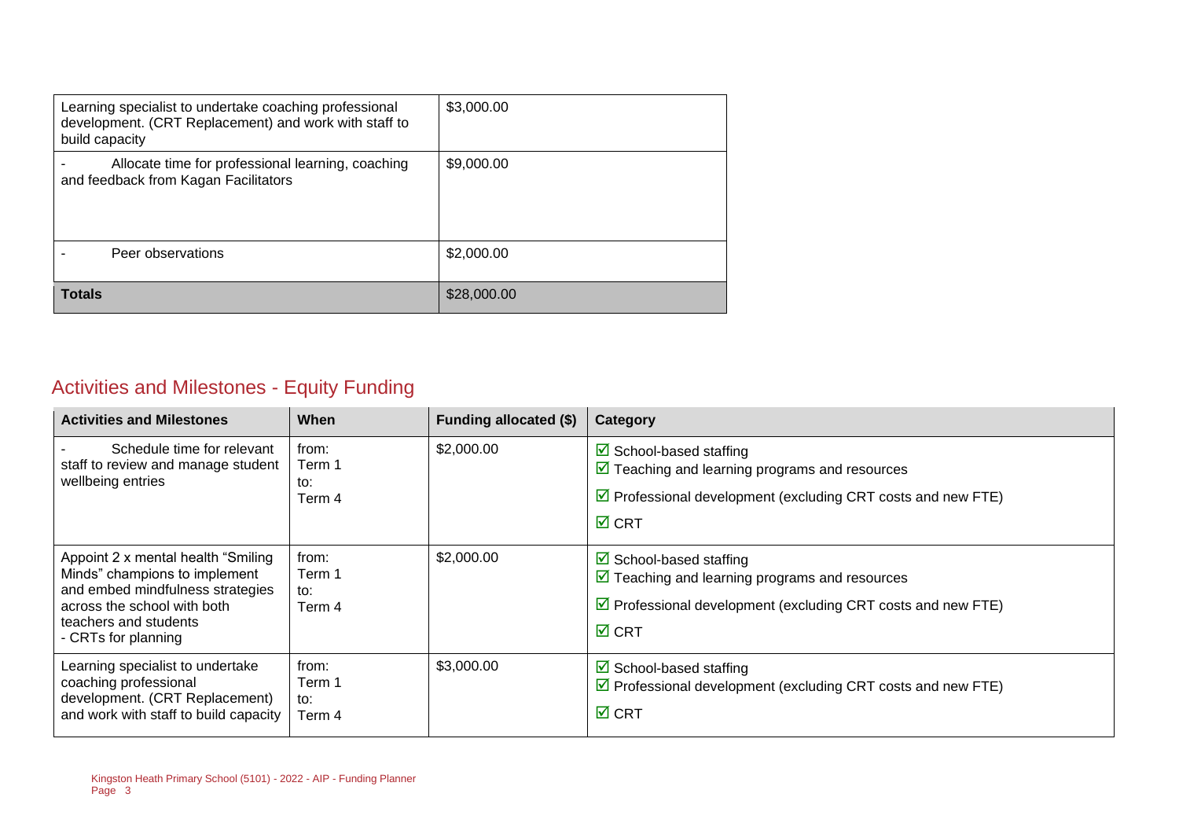| | |
|---|---|
| Learning specialist to undertake coaching professional development. (CRT Replacement) and work with staff to build capacity | $3,000.00 |
| - Allocate time for professional learning, coaching and feedback from Kagan Facilitators | $9,000.00 |
| - Peer observations | $2,000.00 |
| **Totals** | $28,000.00 |

## Activities and Milestones - Equity Funding

| Activities and Milestones | When | Funding allocated ($) | Category |
|---|---|---|---|
| - Schedule time for relevant staff to review and manage student wellbeing entries | from: Term 1 to: Term 4 | $2,000.00 | ☑ School-based staffing<br>☑ Teaching and learning programs and resources<br>☑ Professional development (excluding CRT costs and new FTE)<br>☑ CRT |
| Appoint 2 x mental health "Smiling Minds" champions to implement and embed mindfulness strategies across the school with both teachers and students<br>- CRTs for planning | from: Term 1 to: Term 4 | $2,000.00 | ☑ School-based staffing<br>☑ Teaching and learning programs and resources<br>☑ Professional development (excluding CRT costs and new FTE)<br>☑ CRT |
| Learning specialist to undertake coaching professional development. (CRT Replacement) and work with staff to build capacity | from: Term 1 to: Term 4 | $3,000.00 | ☑ School-based staffing<br>☑ Professional development (excluding CRT costs and new FTE)<br>☑ CRT |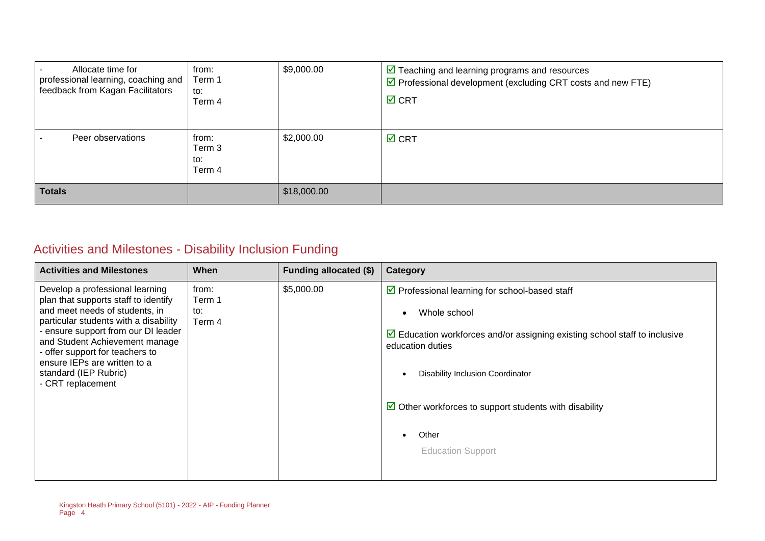| | | | |
|---|---|---|---|
| - Allocate time for professional learning, coaching and feedback from Kagan Facilitators | from: Term 1 to: Term 4 | $9,000.00 | ☑ Teaching and learning programs and resources<br>☑ Professional development (excluding CRT costs and new FTE)<br>☑ CRT |
| - Peer observations | from: Term 3 to: Term 4 | $2,000.00 | ☑ CRT |
| **Totals** | | $18,000.00 | |

## Activities and Milestones - Disability Inclusion Funding

| Activities and Milestones | When | Funding allocated ($) | Category |
|---|---|---|---|
| Develop a professional learning plan that supports staff to identify and meet needs of students, in particular students with a disability<br>- ensure support from our DI leader and Student Achievement manage<br>- offer support for teachers to ensure IEPs are written to a standard (IEP Rubric)<br>- CRT replacement | from: Term 1 to: Term 4 | $5,000.00 | ☑ Professional learning for school-based staff<br>• Whole school<br>☑ Education workforces and/or assigning existing school staff to inclusive education duties<br>• Disability Inclusion Coordinator<br>☑ Other workforces to support students with disability<br>• Other<br>Education Support |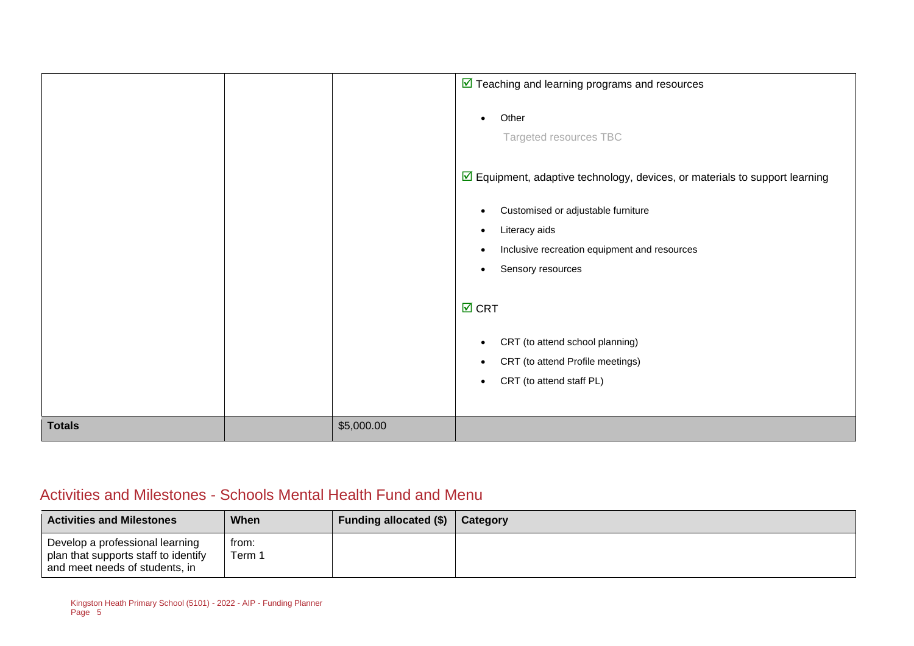| | | | ☑ Teaching and learning programs and resources<br><br>• Other<br>Targeted resources TBC<br><br>☑ Equipment, adaptive technology, devices, or materials to support learning<br><br>• Customised or adjustable furniture<br>• Literacy aids<br>• Inclusive recreation equipment and resources<br>• Sensory resources<br><br>☑ CRT<br><br>• CRT (to attend school planning)<br>• CRT (to attend Profile meetings)<br>• CRT (to attend staff PL) |
|---|---|---|---|
| **Totals** | | $5,000.00 | |

## Activities and Milestones - Schools Mental Health Fund and Menu

| Activities and Milestones | When | Funding allocated ($) | Category |
|---|---|---|---|
| Develop a professional learning plan that supports staff to identify and meet needs of students, in | from:<br>Term 1 | | |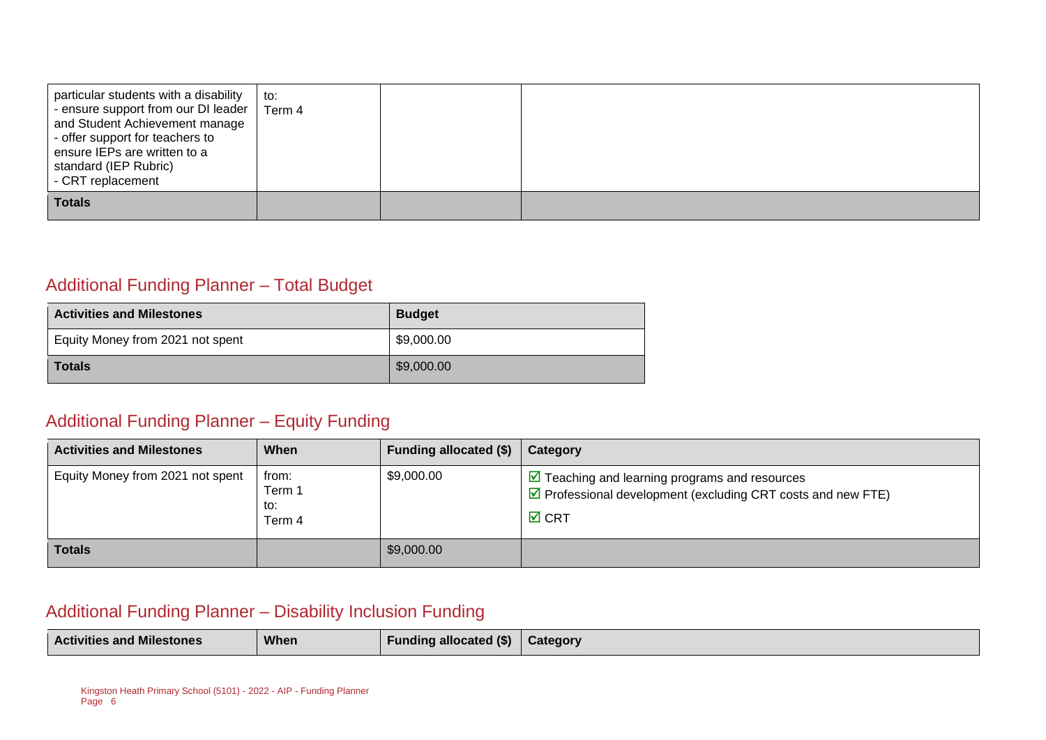| | | | |
|---|---|---|---|
| particular students with a disability<br>- ensure support from our DI leader and Student Achievement manage<br>- offer support for teachers to ensure IEPs are written to a standard (IEP Rubric)<br>- CRT replacement | to:<br>Term 4 | | |
| **Totals** | | | |

## Additional Funding Planner – Total Budget

| Activities and Milestones | Budget |
|---|---|
| Equity Money from 2021 not spent | $9,000.00 |
| **Totals** | $9,000.00 |

## Additional Funding Planner – Equity Funding

| Activities and Milestones | When | Funding allocated ($) | Category |
|---|---|---|---|
| Equity Money from 2021 not spent | from:<br>Term 1<br>to:<br>Term 4 | $9,000.00 | ☑ Teaching and learning programs and resources<br>☑ Professional development (excluding CRT costs and new FTE)<br>☑ CRT |
| **Totals** | | $9,000.00 | |

## Additional Funding Planner – Disability Inclusion Funding

| Activities and Milestones | When | Funding allocated ($) | Category |
|---|---|---|---|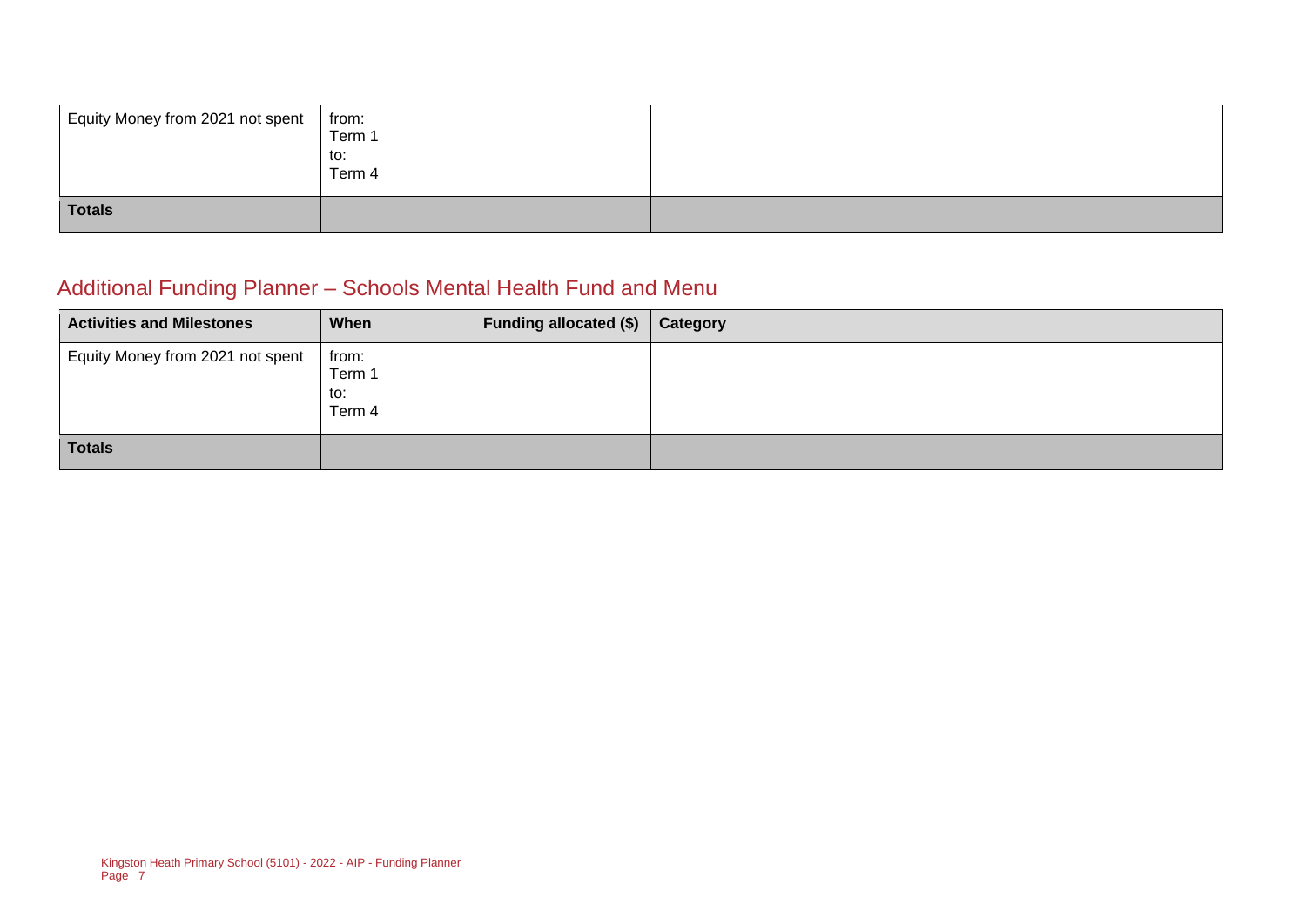| Equity Money from 2021 not spent | from:<br>Term 1<br>to:<br>Term 4 | | |
|---|---|---|---|
| **Totals** | | | |

## Additional Funding Planner – Schools Mental Health Fund and Menu

| Activities and Milestones | When | Funding allocated ($) | Category |
|---|---|---|---|
| Equity Money from 2021 not spent | from:<br>Term 1<br>to:<br>Term 4 | | |
| **Totals** | | | |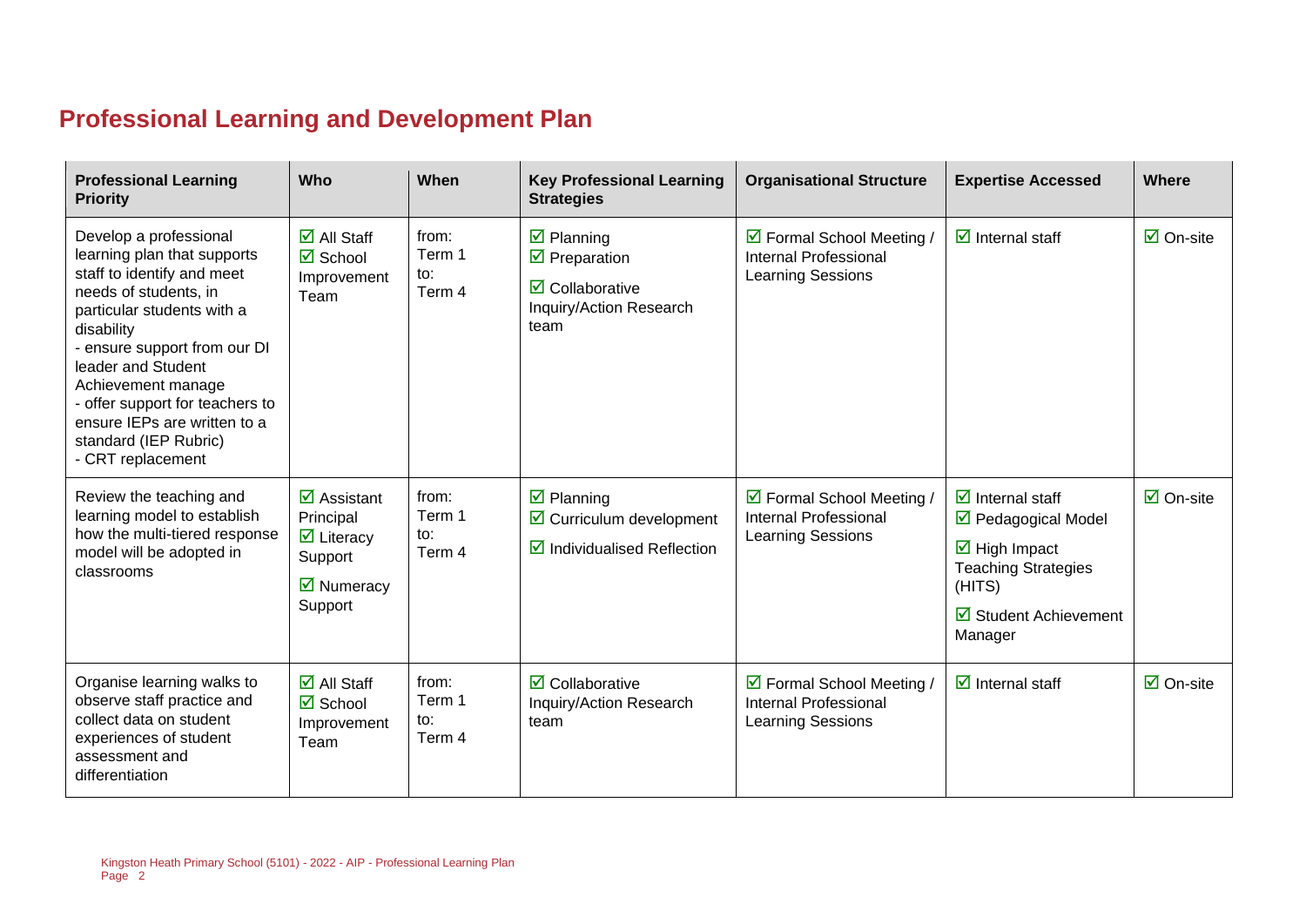# Professional Learning and Development Plan

| Professional Learning Priority | Who | When | Key Professional Learning Strategies | Organisational Structure | Expertise Accessed | Where |
|---|---|---|---|---|---|---|
| Develop a professional learning plan that supports staff to identify and meet needs of students, in particular students with a disability<br>- ensure support from our DI leader and Student Achievement manage<br>- offer support for teachers to ensure IEPs are written to a standard (IEP Rubric)<br>- CRT replacement | ☑ All Staff<br>☑ School Improvement Team | from:<br>Term 1<br>to:<br>Term 4 | ☑ Planning<br>☑ Preparation<br>☑ Collaborative Inquiry/Action Research team | ☑ Formal School Meeting / Internal Professional Learning Sessions | ☑ Internal staff | ☑ On-site |
| Review the teaching and learning model to establish how the multi-tiered response model will be adopted in classrooms | ☑ Assistant Principal<br>☑ Literacy Support<br>☑ Numeracy Support | from:<br>Term 1<br>to:<br>Term 4 | ☑ Planning<br>☑ Curriculum development<br>☑ Individualised Reflection | ☑ Formal School Meeting / Internal Professional Learning Sessions | ☑ Internal staff<br>☑ Pedagogical Model<br>☑ High Impact Teaching Strategies (HITS)<br>☑ Student Achievement Manager | ☑ On-site |
| Organise learning walks to observe staff practice and collect data on student experiences of student assessment and differentiation | ☑ All Staff<br>☑ School Improvement Team | from:<br>Term 1<br>to:<br>Term 4 | ☑ Collaborative Inquiry/Action Research team | ☑ Formal School Meeting / Internal Professional Learning Sessions | ☑ Internal staff | ☑ On-site |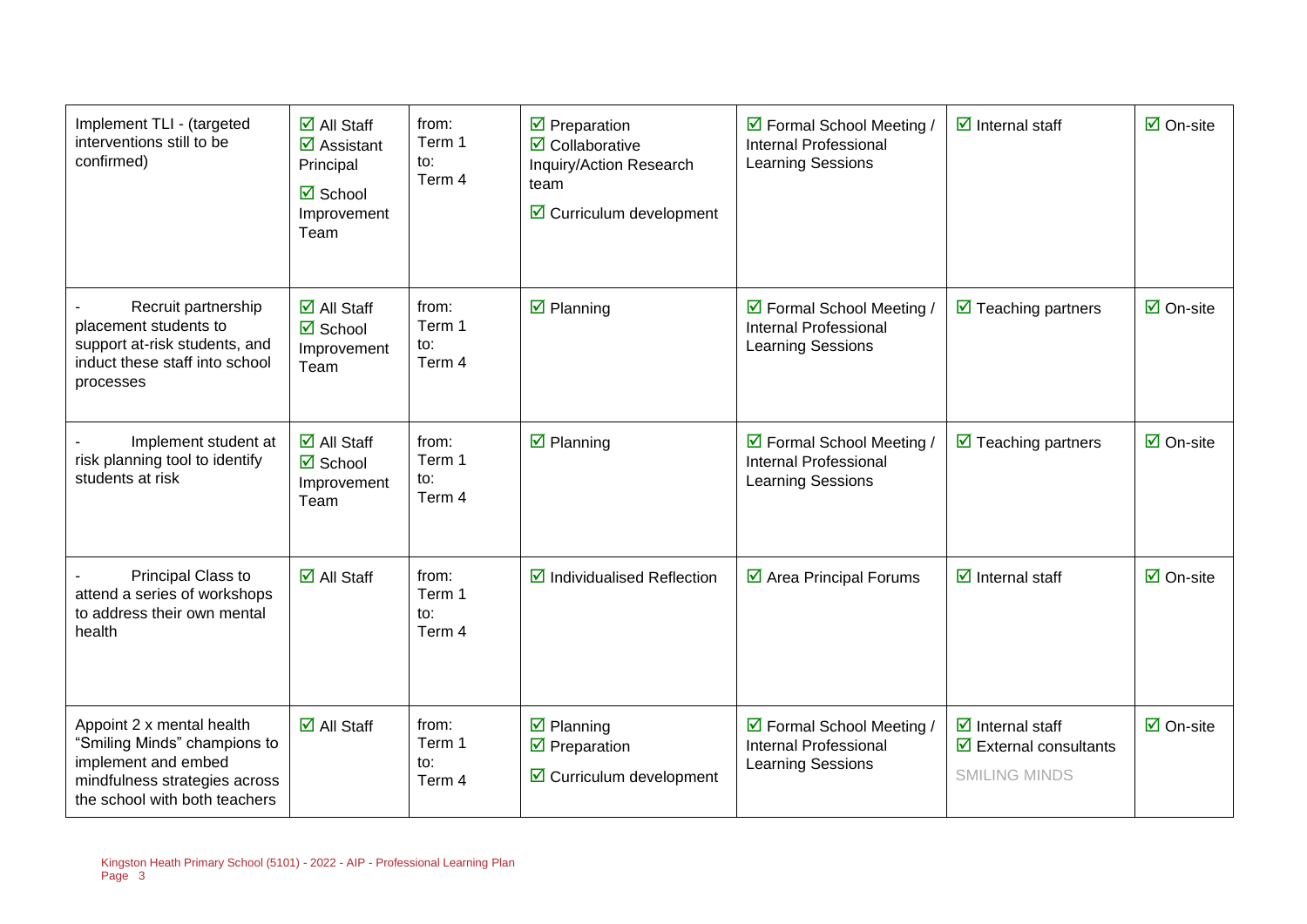| | | | | | | |
|---|---|---|---|---|---|---|
| Implement TLI - (targeted interventions still to be confirmed) | ☑ All Staff<br>☑ Assistant Principal<br>☑ School Improvement Team | from: Term 1<br>to: Term 4 | ☑ Preparation<br>☑ Collaborative Inquiry/Action Research team<br>☑ Curriculum development | ☑ Formal School Meeting / Internal Professional Learning Sessions | ☑ Internal staff | ☑ On-site |
| - Recruit partnership placement students to support at-risk students, and induct these staff into school processes | ☑ All Staff<br>☑ School Improvement Team | from: Term 1<br>to: Term 4 | ☑ Planning | ☑ Formal School Meeting / Internal Professional Learning Sessions | ☑ Teaching partners | ☑ On-site |
| - Implement student at risk planning tool to identify students at risk | ☑ All Staff<br>☑ School Improvement Team | from: Term 1<br>to: Term 4 | ☑ Planning | ☑ Formal School Meeting / Internal Professional Learning Sessions | ☑ Teaching partners | ☑ On-site |
| - Principal Class to attend a series of workshops to address their own mental health | ☑ All Staff | from: Term 1<br>to: Term 4 | ☑ Individualised Reflection | ☑ Area Principal Forums | ☑ Internal staff | ☑ On-site |
| Appoint 2 x mental health "Smiling Minds" champions to implement and embed mindfulness strategies across the school with both teachers | ☑ All Staff | from: Term 1<br>to: Term 4 | ☑ Planning<br>☑ Preparation<br>☑ Curriculum development | ☑ Formal School Meeting / Internal Professional Learning Sessions | ☑ Internal staff<br>☑ External consultants<br>SMILING MINDS | ☑ On-site |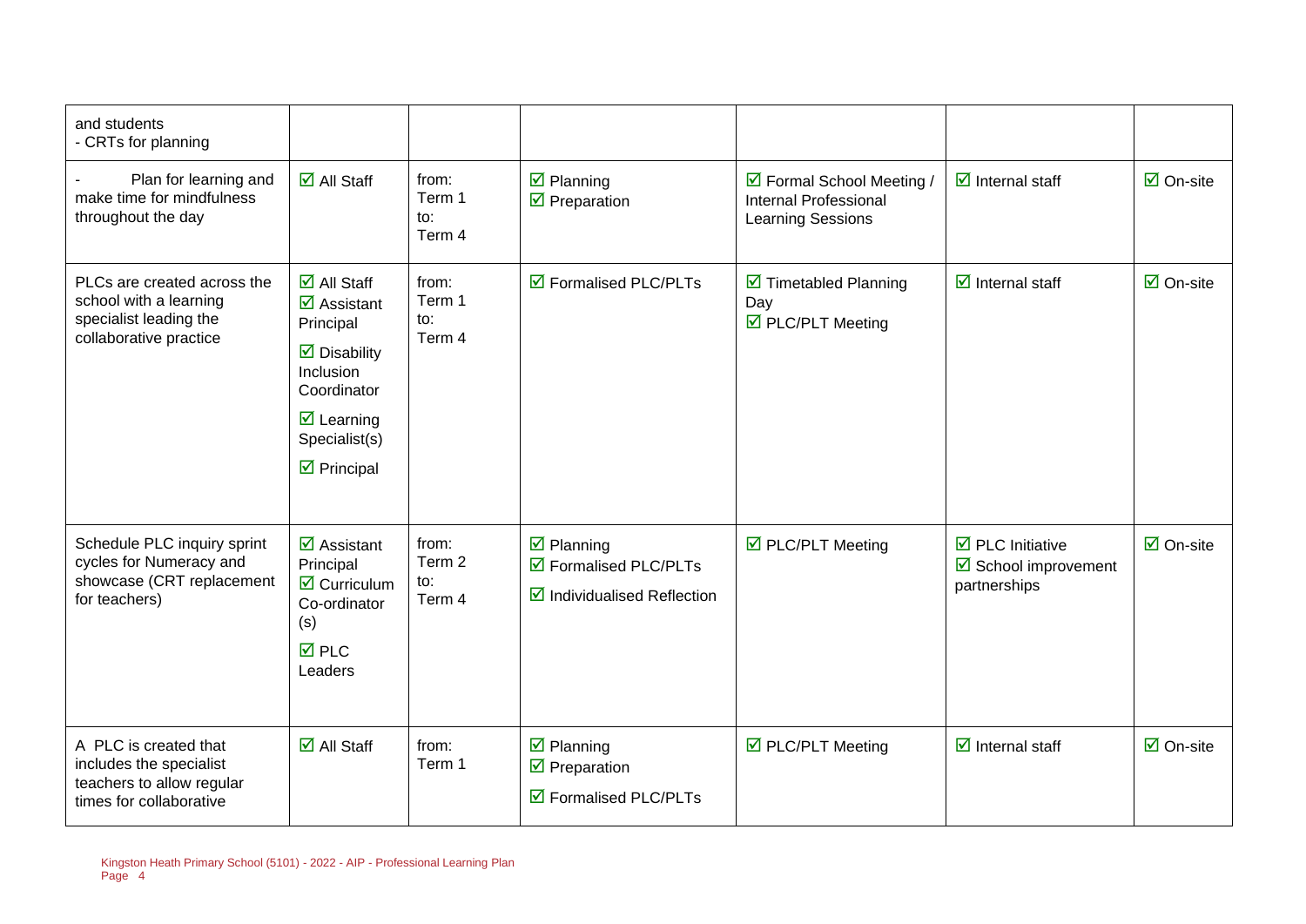| | | | | | | |
|---|---|---|---|---|---|---|
| and students<br>- CRTs for planning | | | | | | |
| - Plan for learning and make time for mindfulness throughout the day | ☑ All Staff | from:<br>Term 1<br>to:<br>Term 4 | ☑ Planning<br>☑ Preparation | ☑ Formal School Meeting / Internal Professional Learning Sessions | ☑ Internal staff | ☑ On-site |
| PLCs are created across the school with a learning specialist leading the collaborative practice | ☑ All Staff<br>☑ Assistant Principal<br>☑ Disability Inclusion Coordinator<br>☑ Learning Specialist(s)<br>☑ Principal | from:<br>Term 1<br>to:<br>Term 4 | ☑ Formalised PLC/PLTs | ☑ Timetabled Planning Day<br>☑ PLC/PLT Meeting | ☑ Internal staff | ☑ On-site |
| Schedule PLC inquiry sprint cycles for Numeracy and showcase (CRT replacement for teachers) | ☑ Assistant Principal<br>☑ Curriculum Co-ordinator (s)<br>☑ PLC Leaders | from:<br>Term 2<br>to:<br>Term 4 | ☑ Planning<br>☑ Formalised PLC/PLTs<br>☑ Individualised Reflection | ☑ PLC/PLT Meeting | ☑ PLC Initiative<br>☑ School improvement partnerships | ☑ On-site |
| A PLC is created that includes the specialist teachers to allow regular times for collaborative | ☑ All Staff | from:<br>Term 1 | ☑ Planning<br>☑ Preparation<br>☑ Formalised PLC/PLTs | ☑ PLC/PLT Meeting | ☑ Internal staff | ☑ On-site |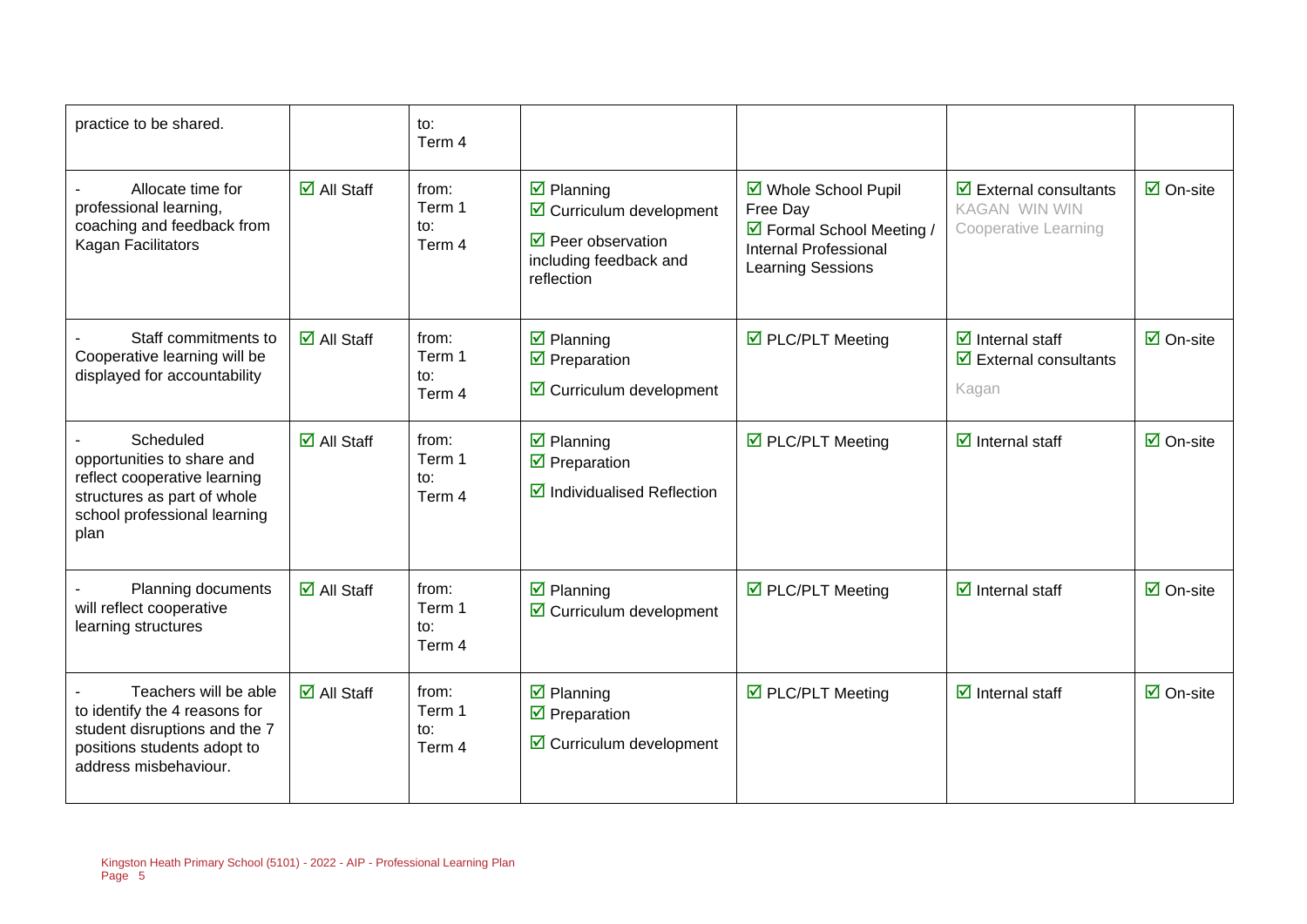| | | | | | | |
|---|---|---|---|---|---|---|
| practice to be shared. | | to:<br>Term 4 | | | | |
| - Allocate time for professional learning, coaching and feedback from Kagan Facilitators | ☑ All Staff | from:<br>Term 1<br>to:<br>Term 4 | ☑ Planning<br>☑ Curriculum development<br>☑ Peer observation including feedback and reflection | ☑ Whole School Pupil Free Day<br>☑ Formal School Meeting / Internal Professional Learning Sessions | ☑ External consultants<br>KAGAN WIN WIN Cooperative Learning | ☑ On-site |
| - Staff commitments to Cooperative learning will be displayed for accountability | ☑ All Staff | from:<br>Term 1<br>to:<br>Term 4 | ☑ Planning<br>☑ Preparation<br>☑ Curriculum development | ☑ PLC/PLT Meeting | ☑ Internal staff<br>☑ External consultants<br>Kagan | ☑ On-site |
| - Scheduled opportunities to share and reflect cooperative learning structures as part of whole school professional learning plan | ☑ All Staff | from:<br>Term 1<br>to:<br>Term 4 | ☑ Planning<br>☑ Preparation<br>☑ Individualised Reflection | ☑ PLC/PLT Meeting | ☑ Internal staff | ☑ On-site |
| - Planning documents will reflect cooperative learning structures | ☑ All Staff | from:<br>Term 1<br>to:<br>Term 4 | ☑ Planning<br>☑ Curriculum development | ☑ PLC/PLT Meeting | ☑ Internal staff | ☑ On-site |
| - Teachers will be able to identify the 4 reasons for student disruptions and the 7 positions students adopt to address misbehaviour. | ☑ All Staff | from:<br>Term 1<br>to:<br>Term 4 | ☑ Planning<br>☑ Preparation<br>☑ Curriculum development | ☑ PLC/PLT Meeting | ☑ Internal staff | ☑ On-site |